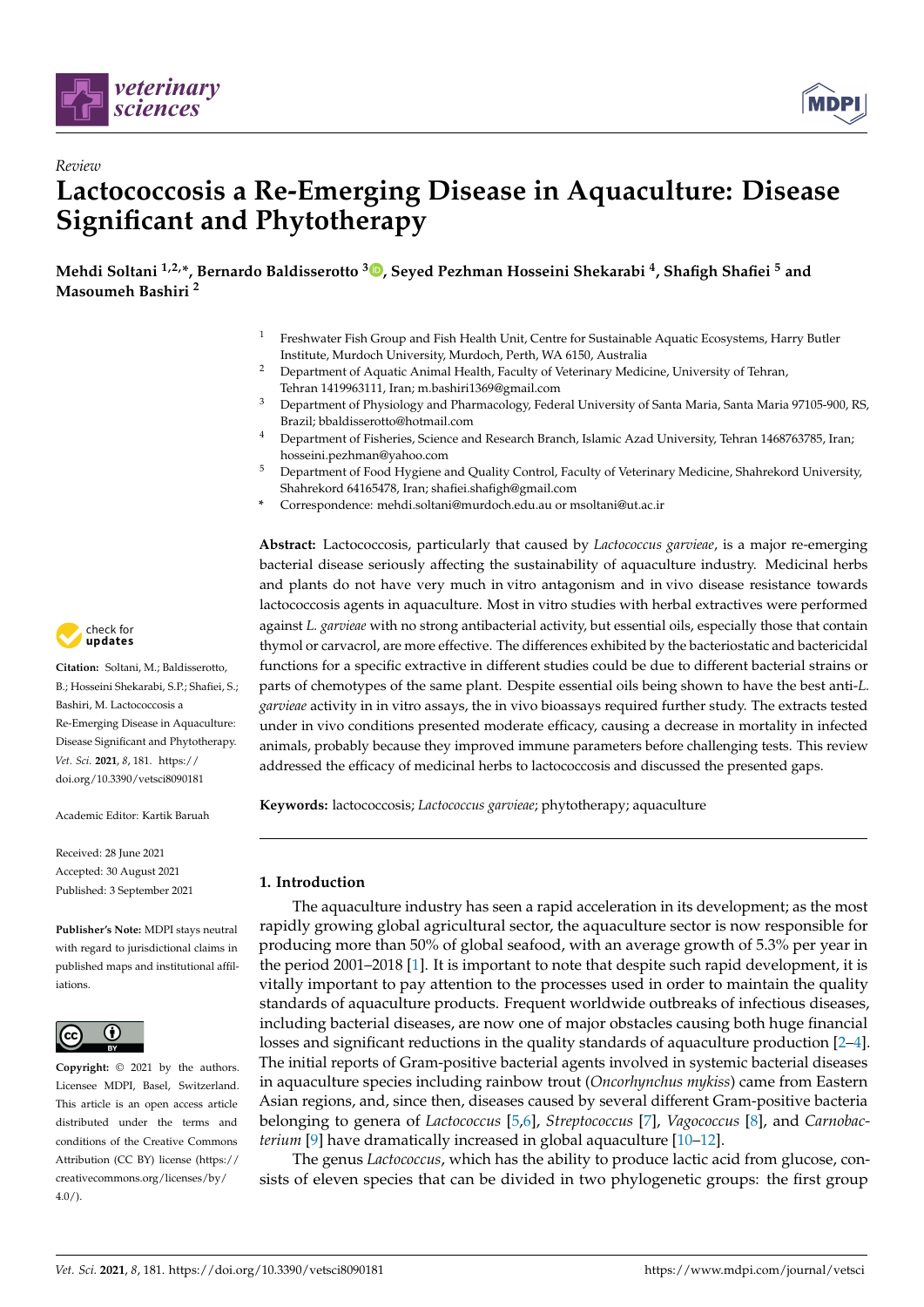Review

# Lactococcosis a Re-Emerging Disease in Aquaculture: Disease Significant and Phytotherapy

**Mehdi Soltani [1,2,*], Bernardo Baldisserotto [3], Seyed Pezhman Hosseini Shekarabi [4], Shafigh Shafiei [5] and Masoumeh Bashiri [2]**

[1] Freshwater Fish Group and Fish Health Unit, Centre for Sustainable Aquatic Ecosystems, Harry Butler Institute, Murdoch University, Murdoch, Perth, WA 6150, Australia

[2] Department of Aquatic Animal Health, Faculty of Veterinary Medicine, University of Tehran, Tehran 1419963111, Iran; m.bashiri1369@gmail.com

[3] Department of Physiology and Pharmacology, Federal University of Santa Maria, Santa Maria 97105-900, RS, Brazil; bbaldisserotto@hotmail.com

[4] Department of Fisheries, Science and Research Branch, Islamic Azad University, Tehran 1468763785, Iran; hosseini.pezhman@yahoo.com

[5] Department of Food Hygiene and Quality Control, Faculty of Veterinary Medicine, Shahrekord University, Shahrekord 64165478, Iran; shafiei.shafigh@gmail.com

\* Correspondence: mehdi.soltani@murdoch.edu.au or msoltani@ut.ac.ir

**Citation:** Soltani, M.; Baldisserotto, B.; Hosseini Shekarabi, S.P.; Shafiei, S.; Bashiri, M. Lactococcosis a Re-Emerging Disease in Aquaculture: Disease Significant and Phytotherapy. *Vet. Sci.* **2021**, *8*, 181. https://doi.org/10.3390/vetsci8090181

Academic Editor: Kartik Baruah

Received: 28 June 2021
Accepted: 30 August 2021
Published: 3 September 2021

**Publisher's Note:** MDPI stays neutral with regard to jurisdictional claims in published maps and institutional affiliations.

**Copyright:** © 2021 by the authors. Licensee MDPI, Basel, Switzerland. This article is an open access article distributed under the terms and conditions of the Creative Commons Attribution (CC BY) license (https://creativecommons.org/licenses/by/4.0/).

**Abstract:** Lactococcosis, particularly that caused by *Lactococcus garvieae*, is a major re-emerging bacterial disease seriously affecting the sustainability of aquaculture industry. Medicinal herbs and plants do not have very much in vitro antagonism and in vivo disease resistance towards lactococcosis agents in aquaculture. Most in vitro studies with herbal extractives were performed against *L. garvieae* with no strong antibacterial activity, but essential oils, especially those that contain thymol or carvacrol, are more effective. The differences exhibited by the bacteriostatic and bactericidal functions for a specific extractive in different studies could be due to different bacterial strains or parts of chemotypes of the same plant. Despite essential oils being shown to have the best anti-*L. garvieae* activity in in vitro assays, the in vivo bioassays required further study. The extracts tested under in vivo conditions presented moderate efficacy, causing a decrease in mortality in infected animals, probably because they improved immune parameters before challenging tests. This review addressed the efficacy of medicinal herbs to lactococcosis and discussed the presented gaps.

**Keywords:** lactococcosis; *Lactococcus garvieae*; phytotherapy; aquaculture

## 1. Introduction

The aquaculture industry has seen a rapid acceleration in its development; as the most rapidly growing global agricultural sector, the aquaculture sector is now responsible for producing more than 50% of global seafood, with an average growth of 5.3% per year in the period 2001–2018 [1]. It is important to note that despite such rapid development, it is vitally important to pay attention to the processes used in order to maintain the quality standards of aquaculture products. Frequent worldwide outbreaks of infectious diseases, including bacterial diseases, are now one of major obstacles causing both huge financial losses and significant reductions in the quality standards of aquaculture production [2–4]. The initial reports of Gram-positive bacterial agents involved in systemic bacterial diseases in aquaculture species including rainbow trout (*Oncorhynchus mykiss*) came from Eastern Asian regions, and, since then, diseases caused by several different Gram-positive bacteria belonging to genera of *Lactococcus* [5,6], *Streptococcus* [7], *Vagococcus* [8], and *Carnobacterium* [9] have dramatically increased in global aquaculture [10–12].

The genus *Lactococcus*, which has the ability to produce lactic acid from glucose, consists of eleven species that can be divided in two phylogenetic groups: the first group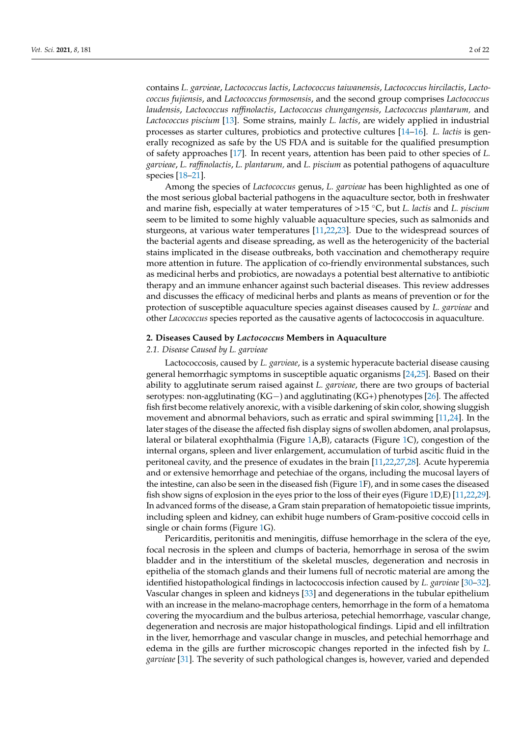contains *L. garvieae*, *Lactococcus lactis*, *Lactococcus taiwanensis*, *Lactococcus hircilactis*, *Lactococcus fujiensis*, and *Lactococcus formosensis*, and the second group comprises *Lactococcus laudensis*, *Lactococcus raffinolactis*, *Lactococcus chungangensis*, *Lactococcus plantarum,* and *Lactococcus piscium* [13]. Some strains, mainly *L. lactis*, are widely applied in industrial processes as starter cultures, probiotics and protective cultures [14–16]. *L. lactis* is generally recognized as safe by the US FDA and is suitable for the qualified presumption of safety approaches [17]. In recent years, attention has been paid to other species of *L. garvieae*, *L. raffinolactis*, *L. plantarum,* and *L. piscium* as potential pathogens of aquaculture species [18–21].

Among the species of *Lactococcus* genus, *L. garvieae* has been highlighted as one of the most serious global bacterial pathogens in the aquaculture sector, both in freshwater and marine fish, especially at water temperatures of >15 °C, but *L. lactis* and *L. piscium* seem to be limited to some highly valuable aquaculture species, such as salmonids and sturgeons, at various water temperatures [11,22,23]. Due to the widespread sources of the bacterial agents and disease spreading, as well as the heterogenicity of the bacterial stains implicated in the disease outbreaks, both vaccination and chemotherapy require more attention in future. The application of co-friendly environmental substances, such as medicinal herbs and probiotics, are nowadays a potential best alternative to antibiotic therapy and an immune enhancer against such bacterial diseases. This review addresses and discusses the efficacy of medicinal herbs and plants as means of prevention or for the protection of susceptible aquaculture species against diseases caused by *L. garvieae* and other *Lacococcus* species reported as the causative agents of lactococcosis in aquaculture.

## 2. Diseases Caused by *Lactococcus* Members in Aquaculture

### 2.1. Disease Caused by *L. garvieae*

Lactococcosis, caused by *L. garvieae*, is a systemic hyperacute bacterial disease causing general hemorrhagic symptoms in susceptible aquatic organisms [24,25]. Based on their ability to agglutinate serum raised against *L. garvieae*, there are two groups of bacterial serotypes: non-agglutinating (KG−) and agglutinating (KG+) phenotypes [26]. The affected fish first become relatively anorexic, with a visible darkening of skin color, showing sluggish movement and abnormal behaviors, such as erratic and spiral swimming [11,24]. In the later stages of the disease the affected fish display signs of swollen abdomen, anal prolapsus, lateral or bilateral exophthalmia (Figure 1A,B), cataracts (Figure 1C), congestion of the internal organs, spleen and liver enlargement, accumulation of turbid ascitic fluid in the peritoneal cavity, and the presence of exudates in the brain [11,22,27,28]. Acute hyperemia and or extensive hemorrhage and petechiae of the organs, including the mucosal layers of the intestine, can also be seen in the diseased fish (Figure 1F), and in some cases the diseased fish show signs of explosion in the eyes prior to the loss of their eyes (Figure 1D,E) [11,22,29]. In advanced forms of the disease, a Gram stain preparation of hematopoietic tissue imprints, including spleen and kidney, can exhibit huge numbers of Gram-positive coccoid cells in single or chain forms (Figure 1G).

Pericarditis, peritonitis and meningitis, diffuse hemorrhage in the sclera of the eye, focal necrosis in the spleen and clumps of bacteria, hemorrhage in serosa of the swim bladder and in the interstitium of the skeletal muscles, degeneration and necrosis in epithelia of the stomach glands and their lumens full of necrotic material are among the identified histopathological findings in lactococcosis infection caused by *L. garvieae* [30–32]. Vascular changes in spleen and kidneys [33] and degenerations in the tubular epithelium with an increase in the melano-macrophage centers, hemorrhage in the form of a hematoma covering the myocardium and the bulbus arteriosa, petechial hemorrhage, vascular change, degeneration and necrosis are major histopathological findings. Lipid and ell infiltration in the liver, hemorrhage and vascular change in muscles, and petechial hemorrhage and edema in the gills are further microscopic changes reported in the infected fish by *L. garvieae* [31]. The severity of such pathological changes is, however, varied and depended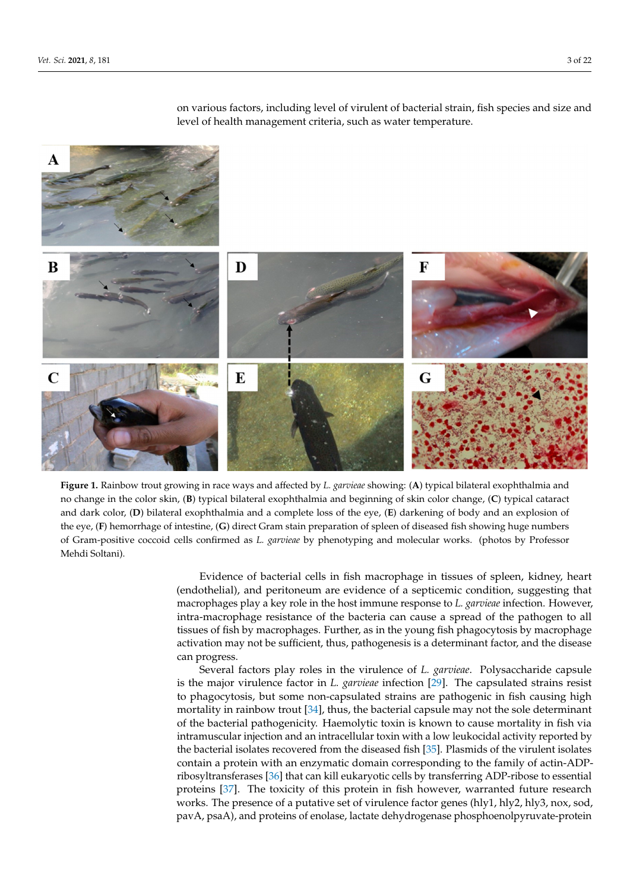on various factors, including level of virulent of bacterial strain, fish species and size and level of health management criteria, such as water temperature.

**Figure 1.** Rainbow trout growing in race ways and affected by *L. garvieae* showing: (**A**) typical bilateral exophthalmia and no change in the color skin, (**B**) typical bilateral exophthalmia and beginning of skin color change, (**C**) typical cataract and dark color, (**D**) bilateral exophthalmia and a complete loss of the eye, (**E**) darkening of body and an explosion of the eye, (**F**) hemorrhage of intestine, (**G**) direct Gram stain preparation of spleen of diseased fish showing huge numbers of Gram-positive coccoid cells confirmed as *L. garvieae* by phenotyping and molecular works. (photos by Professor Mehdi Soltani).

Evidence of bacterial cells in fish macrophage in tissues of spleen, kidney, heart (endothelial), and peritoneum are evidence of a septicemic condition, suggesting that macrophages play a key role in the host immune response to *L. garvieae* infection. However, intra-macrophage resistance of the bacteria can cause a spread of the pathogen to all tissues of fish by macrophages. Further, as in the young fish phagocytosis by macrophage activation may not be sufficient, thus, pathogenesis is a determinant factor, and the disease can progress.

Several factors play roles in the virulence of *L. garvieae*. Polysaccharide capsule is the major virulence factor in *L. garvieae* infection [29]. The capsulated strains resist to phagocytosis, but some non-capsulated strains are pathogenic in fish causing high mortality in rainbow trout [34], thus, the bacterial capsule may not the sole determinant of the bacterial pathogenicity. Haemolytic toxin is known to cause mortality in fish via intramuscular injection and an intracellular toxin with a low leukocidal activity reported by the bacterial isolates recovered from the diseased fish [35]. Plasmids of the virulent isolates contain a protein with an enzymatic domain corresponding to the family of actin-ADP-ribosyltransferases [36] that can kill eukaryotic cells by transferring ADP-ribose to essential proteins [37]. The toxicity of this protein in fish however, warranted future research works. The presence of a putative set of virulence factor genes (hly1, hly2, hly3, nox, sod, pavA, psaA), and proteins of enolase, lactate dehydrogenase phosphoenolpyruvate-protein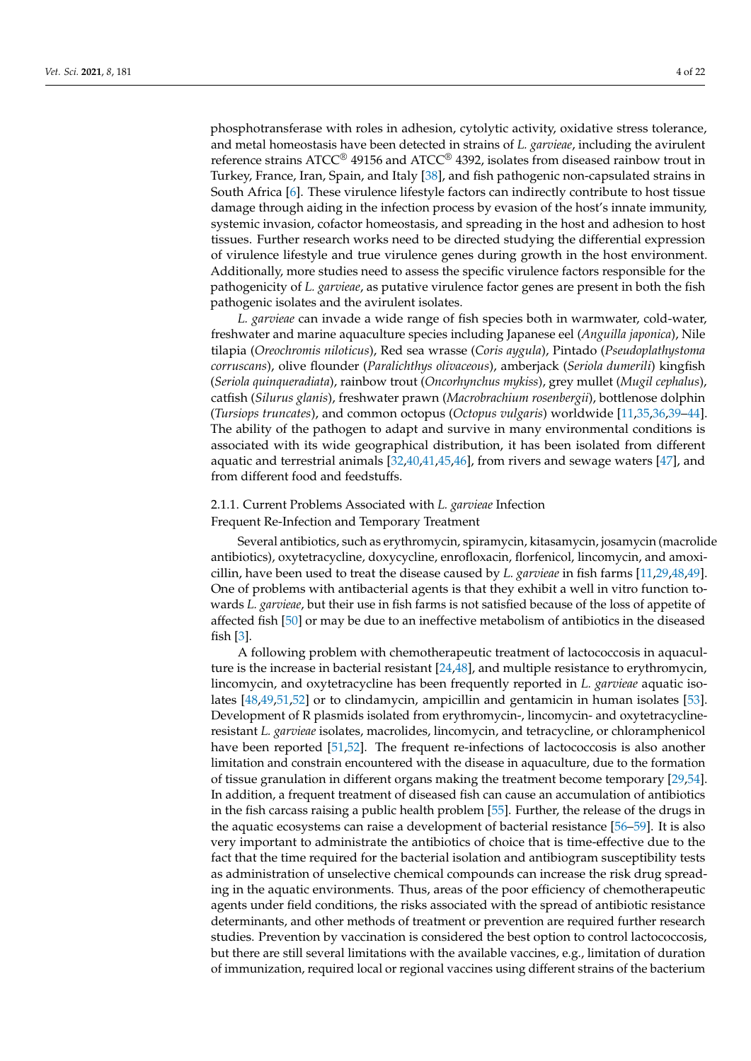phosphotransferase with roles in adhesion, cytolytic activity, oxidative stress tolerance, and metal homeostasis have been detected in strains of *L. garvieae*, including the avirulent reference strains ATCC® 49156 and ATCC® 4392, isolates from diseased rainbow trout in Turkey, France, Iran, Spain, and Italy [38], and fish pathogenic non-capsulated strains in South Africa [6]. These virulence lifestyle factors can indirectly contribute to host tissue damage through aiding in the infection process by evasion of the host's innate immunity, systemic invasion, cofactor homeostasis, and spreading in the host and adhesion to host tissues. Further research works need to be directed studying the differential expression of virulence lifestyle and true virulence genes during growth in the host environment. Additionally, more studies need to assess the specific virulence factors responsible for the pathogenicity of *L. garvieae*, as putative virulence factor genes are present in both the fish pathogenic isolates and the avirulent isolates.

*L. garvieae* can invade a wide range of fish species both in warmwater, cold-water, freshwater and marine aquaculture species including Japanese eel (*Anguilla japonica*), Nile tilapia (*Oreochromis niloticus*), Red sea wrasse (*Coris aygula*), Pintado (*Pseudoplathystoma corruscans*), olive flounder (*Paralichthys olivaceous*), amberjack (*Seriola dumerili*) kingfish (*Seriola quinqueradiata*), rainbow trout (*Oncorhynchus mykiss*), grey mullet (*Mugil cephalus*), catfish (*Silurus glanis*), freshwater prawn (*Macrobrachium rosenbergii*), bottlenose dolphin (*Tursiops truncates*), and common octopus (*Octopus vulgaris*) worldwide [11,35,36,39–44]. The ability of the pathogen to adapt and survive in many environmental conditions is associated with its wide geographical distribution, it has been isolated from different aquatic and terrestrial animals [32,40,41,45,46], from rivers and sewage waters [47], and from different food and feedstuffs.

#### 2.1.1. Current Problems Associated with *L. garvieae* Infection

Frequent Re-Infection and Temporary Treatment

Several antibiotics, such as erythromycin, spiramycin, kitasamycin, josamycin (macrolide antibiotics), oxytetracycline, doxycycline, enrofloxacin, florfenicol, lincomycin, and amoxicillin, have been used to treat the disease caused by *L. garvieae* in fish farms [11,29,48,49]. One of problems with antibacterial agents is that they exhibit a well in vitro function towards *L. garvieae*, but their use in fish farms is not satisfied because of the loss of appetite of affected fish [50] or may be due to an ineffective metabolism of antibiotics in the diseased fish [3].

A following problem with chemotherapeutic treatment of lactococcosis in aquaculture is the increase in bacterial resistant [24,48], and multiple resistance to erythromycin, lincomycin, and oxytetracycline has been frequently reported in *L. garvieae* aquatic isolates [48,49,51,52] or to clindamycin, ampicillin and gentamicin in human isolates [53]. Development of R plasmids isolated from erythromycin-, lincomycin- and oxytetracycline-resistant *L. garvieae* isolates, macrolides, lincomycin, and tetracycline, or chloramphenicol have been reported [51,52]. The frequent re-infections of lactococcosis is also another limitation and constrain encountered with the disease in aquaculture, due to the formation of tissue granulation in different organs making the treatment become temporary [29,54]. In addition, a frequent treatment of diseased fish can cause an accumulation of antibiotics in the fish carcass raising a public health problem [55]. Further, the release of the drugs in the aquatic ecosystems can raise a development of bacterial resistance [56–59]. It is also very important to administrate the antibiotics of choice that is time-effective due to the fact that the time required for the bacterial isolation and antibiogram susceptibility tests as administration of unselective chemical compounds can increase the risk drug spreading in the aquatic environments. Thus, areas of the poor efficiency of chemotherapeutic agents under field conditions, the risks associated with the spread of antibiotic resistance determinants, and other methods of treatment or prevention are required further research studies. Prevention by vaccination is considered the best option to control lactococcosis, but there are still several limitations with the available vaccines, e.g., limitation of duration of immunization, required local or regional vaccines using different strains of the bacterium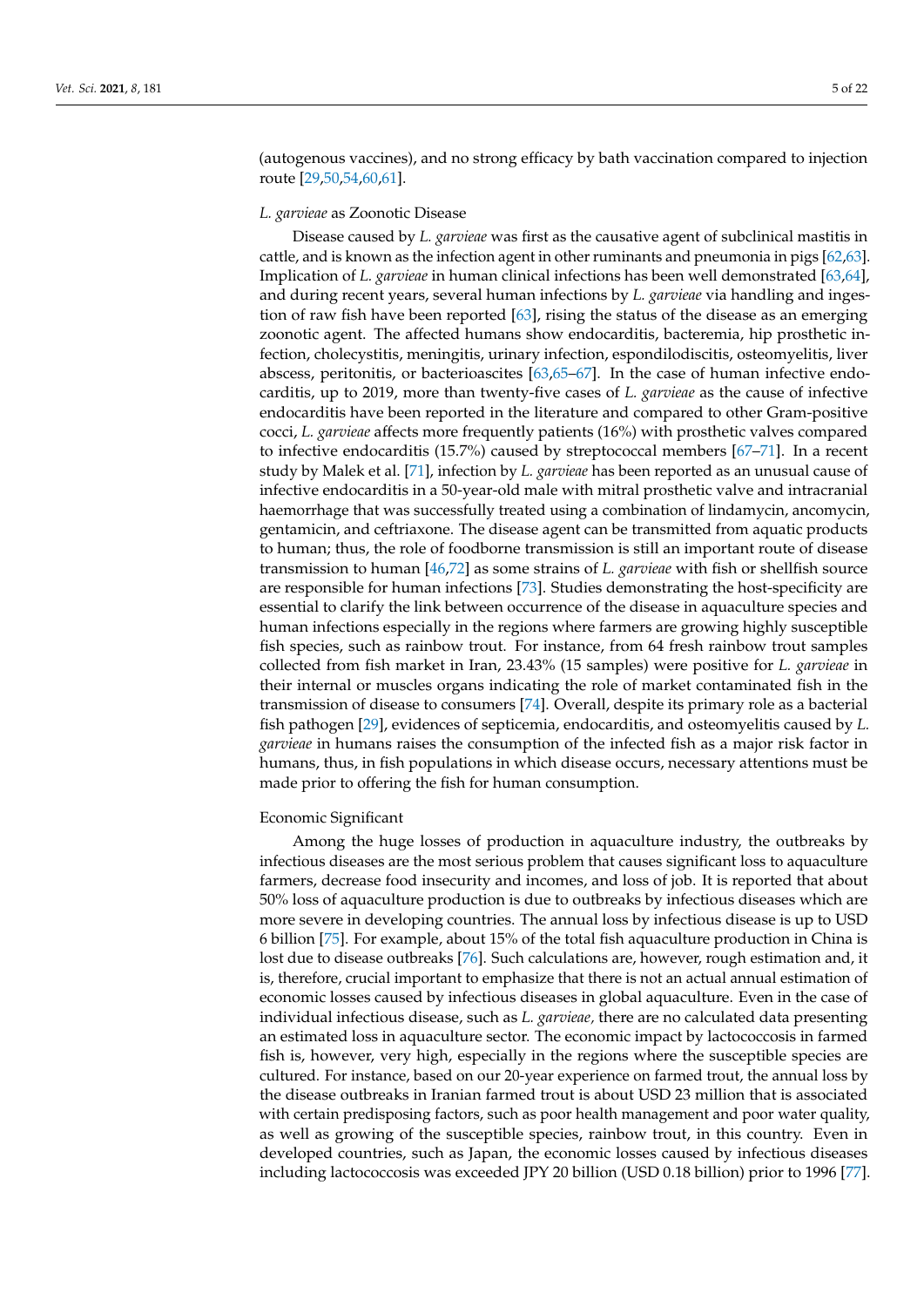(autogenous vaccines), and no strong efficacy by bath vaccination compared to injection route [29,50,54,60,61].

*L. garvieae* as Zoonotic Disease

Disease caused by *L. garvieae* was first as the causative agent of subclinical mastitis in cattle, and is known as the infection agent in other ruminants and pneumonia in pigs [62,63]. Implication of *L. garvieae* in human clinical infections has been well demonstrated [63,64], and during recent years, several human infections by *L. garvieae* via handling and ingestion of raw fish have been reported [63], rising the status of the disease as an emerging zoonotic agent. The affected humans show endocarditis, bacteremia, hip prosthetic infection, cholecystitis, meningitis, urinary infection, espondilodiscitis, osteomyelitis, liver abscess, peritonitis, or bacterioascites [63,65–67]. In the case of human infective endocarditis, up to 2019, more than twenty-five cases of *L. garvieae* as the cause of infective endocarditis have been reported in the literature and compared to other Gram-positive cocci, *L. garvieae* affects more frequently patients (16%) with prosthetic valves compared to infective endocarditis (15.7%) caused by streptococcal members [67–71]. In a recent study by Malek et al. [71], infection by *L. garvieae* has been reported as an unusual cause of infective endocarditis in a 50-year-old male with mitral prosthetic valve and intracranial haemorrhage that was successfully treated using a combination of lindamycin, ancomycin, gentamicin, and ceftriaxone. The disease agent can be transmitted from aquatic products to human; thus, the role of foodborne transmission is still an important route of disease transmission to human [46,72] as some strains of *L. garvieae* with fish or shellfish source are responsible for human infections [73]. Studies demonstrating the host-specificity are essential to clarify the link between occurrence of the disease in aquaculture species and human infections especially in the regions where farmers are growing highly susceptible fish species, such as rainbow trout. For instance, from 64 fresh rainbow trout samples collected from fish market in Iran, 23.43% (15 samples) were positive for *L. garvieae* in their internal or muscles organs indicating the role of market contaminated fish in the transmission of disease to consumers [74]. Overall, despite its primary role as a bacterial fish pathogen [29], evidences of septicemia, endocarditis, and osteomyelitis caused by *L. garvieae* in humans raises the consumption of the infected fish as a major risk factor in humans, thus, in fish populations in which disease occurs, necessary attentions must be made prior to offering the fish for human consumption.

Economic Significant

Among the huge losses of production in aquaculture industry, the outbreaks by infectious diseases are the most serious problem that causes significant loss to aquaculture farmers, decrease food insecurity and incomes, and loss of job. It is reported that about 50% loss of aquaculture production is due to outbreaks by infectious diseases which are more severe in developing countries. The annual loss by infectious disease is up to USD 6 billion [75]. For example, about 15% of the total fish aquaculture production in China is lost due to disease outbreaks [76]. Such calculations are, however, rough estimation and, it is, therefore, crucial important to emphasize that there is not an actual annual estimation of economic losses caused by infectious diseases in global aquaculture. Even in the case of individual infectious disease, such as *L. garvieae*, there are no calculated data presenting an estimated loss in aquaculture sector. The economic impact by lactococcosis in farmed fish is, however, very high, especially in the regions where the susceptible species are cultured. For instance, based on our 20-year experience on farmed trout, the annual loss by the disease outbreaks in Iranian farmed trout is about USD 23 million that is associated with certain predisposing factors, such as poor health management and poor water quality, as well as growing of the susceptible species, rainbow trout, in this country. Even in developed countries, such as Japan, the economic losses caused by infectious diseases including lactococcosis was exceeded JPY 20 billion (USD 0.18 billion) prior to 1996 [77].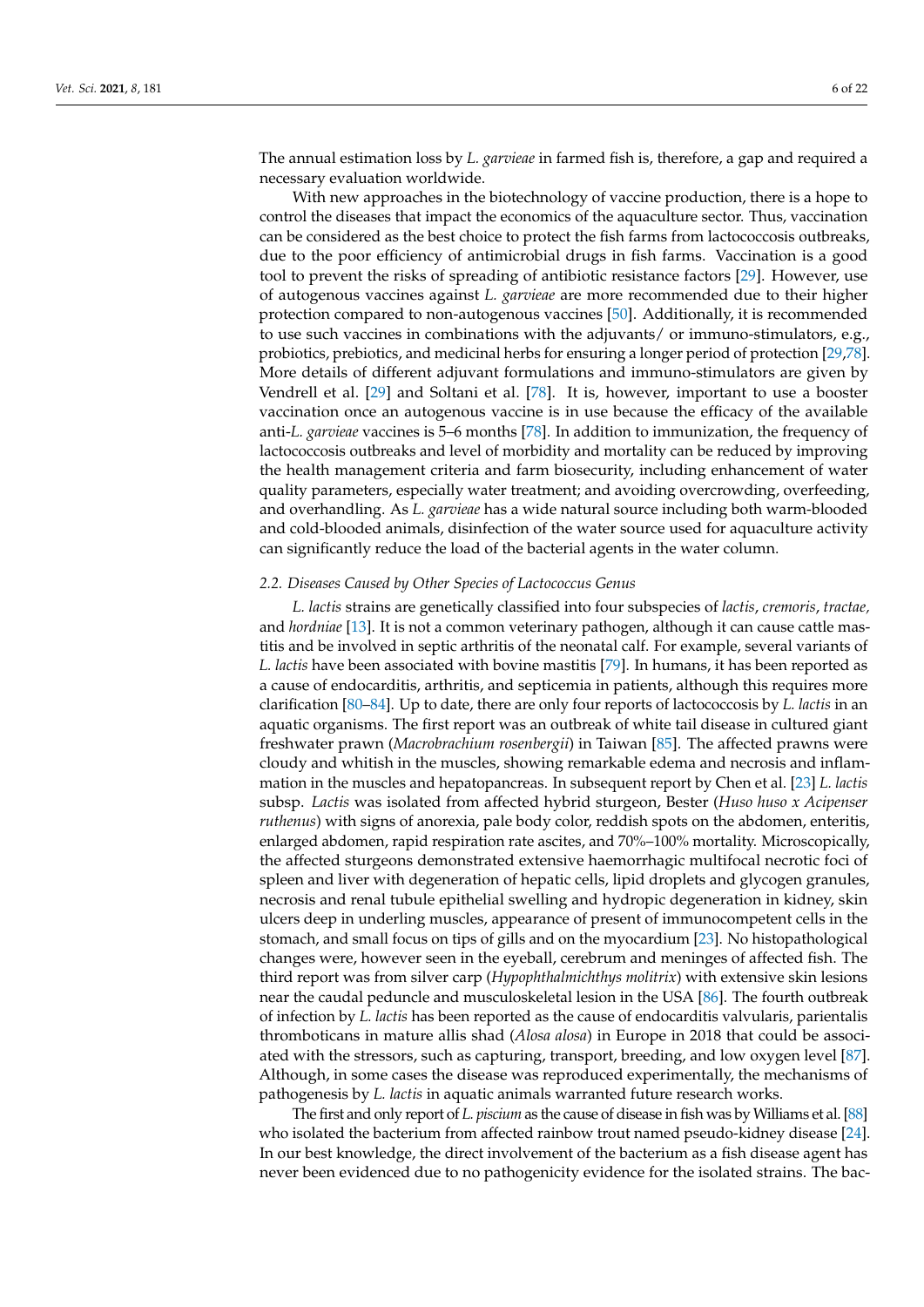The annual estimation loss by *L. garvieae* in farmed fish is, therefore, a gap and required a necessary evaluation worldwide.

With new approaches in the biotechnology of vaccine production, there is a hope to control the diseases that impact the economics of the aquaculture sector. Thus, vaccination can be considered as the best choice to protect the fish farms from lactococcosis outbreaks, due to the poor efficiency of antimicrobial drugs in fish farms. Vaccination is a good tool to prevent the risks of spreading of antibiotic resistance factors [29]. However, use of autogenous vaccines against *L. garvieae* are more recommended due to their higher protection compared to non-autogenous vaccines [50]. Additionally, it is recommended to use such vaccines in combinations with the adjuvants/ or immuno-stimulators, e.g., probiotics, prebiotics, and medicinal herbs for ensuring a longer period of protection [29,78]. More details of different adjuvant formulations and immuno-stimulators are given by Vendrell et al. [29] and Soltani et al. [78]. It is, however, important to use a booster vaccination once an autogenous vaccine is in use because the efficacy of the available anti-*L. garvieae* vaccines is 5–6 months [78]. In addition to immunization, the frequency of lactococcosis outbreaks and level of morbidity and mortality can be reduced by improving the health management criteria and farm biosecurity, including enhancement of water quality parameters, especially water treatment; and avoiding overcrowding, overfeeding, and overhandling. As *L. garvieae* has a wide natural source including both warm-blooded and cold-blooded animals, disinfection of the water source used for aquaculture activity can significantly reduce the load of the bacterial agents in the water column.

### 2.2. Diseases Caused by Other Species of Lactococcus Genus

*L. lactis* strains are genetically classified into four subspecies of *lactis*, *cremoris*, *tractae*, and *hordniae* [13]. It is not a common veterinary pathogen, although it can cause cattle mastitis and be involved in septic arthritis of the neonatal calf. For example, several variants of *L. lactis* have been associated with bovine mastitis [79]. In humans, it has been reported as a cause of endocarditis, arthritis, and septicemia in patients, although this requires more clarification [80–84]. Up to date, there are only four reports of lactococcosis by *L. lactis* in an aquatic organisms. The first report was an outbreak of white tail disease in cultured giant freshwater prawn (*Macrobrachium rosenbergii*) in Taiwan [85]. The affected prawns were cloudy and whitish in the muscles, showing remarkable edema and necrosis and inflammation in the muscles and hepatopancreas. In subsequent report by Chen et al. [23] *L. lactis* subsp. *Lactis* was isolated from affected hybrid sturgeon, Bester (*Huso huso x Acipenser ruthenus*) with signs of anorexia, pale body color, reddish spots on the abdomen, enteritis, enlarged abdomen, rapid respiration rate ascites, and 70%–100% mortality. Microscopically, the affected sturgeons demonstrated extensive haemorrhagic multifocal necrotic foci of spleen and liver with degeneration of hepatic cells, lipid droplets and glycogen granules, necrosis and renal tubule epithelial swelling and hydropic degeneration in kidney, skin ulcers deep in underling muscles, appearance of present of immunocompetent cells in the stomach, and small focus on tips of gills and on the myocardium [23]. No histopathological changes were, however seen in the eyeball, cerebrum and meninges of affected fish. The third report was from silver carp (*Hypophthalmichthys molitrix*) with extensive skin lesions near the caudal peduncle and musculoskeletal lesion in the USA [86]. The fourth outbreak of infection by *L. lactis* has been reported as the cause of endocarditis valvularis, parientalis thromboticans in mature allis shad (*Alosa alosa*) in Europe in 2018 that could be associated with the stressors, such as capturing, transport, breeding, and low oxygen level [87]. Although, in some cases the disease was reproduced experimentally, the mechanisms of pathogenesis by *L. lactis* in aquatic animals warranted future research works.

The first and only report of *L. piscium* as the cause of disease in fish was by Williams et al. [88] who isolated the bacterium from affected rainbow trout named pseudo-kidney disease [24]. In our best knowledge, the direct involvement of the bacterium as a fish disease agent has never been evidenced due to no pathogenicity evidence for the isolated strains. The bac-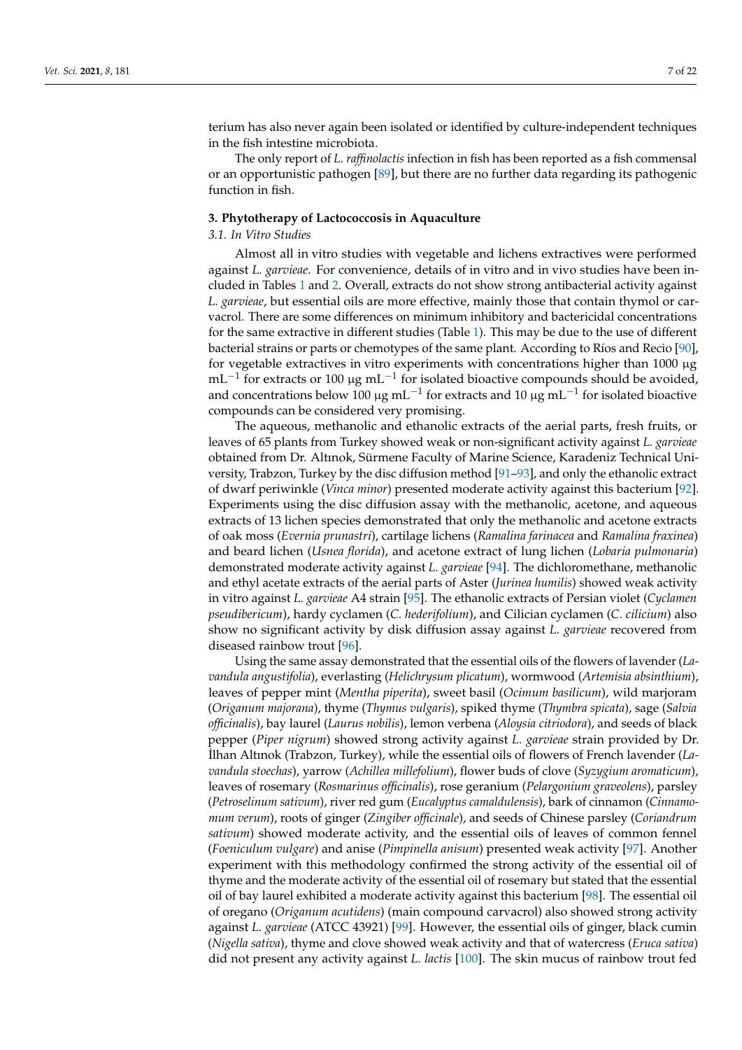terium has also never again been isolated or identified by culture-independent techniques in the fish intestine microbiota.

The only report of *L. raffinolactis* infection in fish has been reported as a fish commensal or an opportunistic pathogen [89], but there are no further data regarding its pathogenic function in fish.

## 3. Phytotherapy of Lactococcosis in Aquaculture

### 3.1. In Vitro Studies

Almost all in vitro studies with vegetable and lichens extractives were performed against *L. garvieae*. For convenience, details of in vitro and in vivo studies have been included in Tables 1 and 2. Overall, extracts do not show strong antibacterial activity against *L. garvieae*, but essential oils are more effective, mainly those that contain thymol or carvacrol. There are some differences on minimum inhibitory and bactericidal concentrations for the same extractive in different studies (Table 1). This may be due to the use of different bacterial strains or parts or chemotypes of the same plant. According to Ríos and Recio [90], for vegetable extractives in vitro experiments with concentrations higher than 1000 µg $mL^{-1}$ for extracts or 100 µg $mL^{-1}$ for isolated bioactive compounds should be avoided, and concentrations below 100 µg $mL^{-1}$ for extracts and 10 µg $mL^{-1}$ for isolated bioactive compounds can be considered very promising.

The aqueous, methanolic and ethanolic extracts of the aerial parts, fresh fruits, or leaves of 65 plants from Turkey showed weak or non-significant activity against *L. garvieae* obtained from Dr. Altınok, Sürmene Faculty of Marine Science, Karadeniz Technical University, Trabzon, Turkey by the disc diffusion method [91–93], and only the ethanolic extract of dwarf periwinkle (*Vinca minor*) presented moderate activity against this bacterium [92]. Experiments using the disc diffusion assay with the methanolic, acetone, and aqueous extracts of 13 lichen species demonstrated that only the methanolic and acetone extracts of oak moss (*Evernia prunastri*), cartilage lichens (*Ramalina farinacea* and *Ramalina fraxinea*) and beard lichen (*Usnea florida*), and acetone extract of lung lichen (*Lobaria pulmonaria*) demonstrated moderate activity against *L. garvieae* [94]. The dichloromethane, methanolic and ethyl acetate extracts of the aerial parts of Aster (*Jurinea humilis*) showed weak activity in vitro against *L. garvieae* A4 strain [95]. The ethanolic extracts of Persian violet (*Cyclamen pseudibericum*), hardy cyclamen (*C. hederifolium*), and Cilician cyclamen (*C. cilicium*) also show no significant activity by disk diffusion assay against *L. garvieae* recovered from diseased rainbow trout [96].

Using the same assay demonstrated that the essential oils of the flowers of lavender (*Lavandula angustifolia*), everlasting (*Helichrysum plicatum*), wormwood (*Artemisia absinthium*), leaves of pepper mint (*Mentha piperita*), sweet basil (*Ocimum basilicum*), wild marjoram (*Origanum majorana*), thyme (*Thymus vulgaris*), spiked thyme (*Thymbra spicata*), sage (*Salvia officinalis*), bay laurel (*Laurus nobilis*), lemon verbena (*Aloysia citriodora*), and seeds of black pepper (*Piper nigrum*) showed strong activity against *L. garvieae* strain provided by Dr. İlhan Altınok (Trabzon, Turkey), while the essential oils of flowers of French lavender (*Lavandula stoechas*), yarrow (*Achillea millefolium*), flower buds of clove (*Syzygium aromaticum*), leaves of rosemary (*Rosmarinus officinalis*), rose geranium (*Pelargonium graveolens*), parsley (*Petroselinum sativum*), river red gum (*Eucalyptus camaldulensis*), bark of cinnamon (*Cinnamomum verum*), roots of ginger (*Zingiber officinale*), and seeds of Chinese parsley (*Coriandrum sativum*) showed moderate activity, and the essential oils of leaves of common fennel (*Foeniculum vulgare*) and anise (*Pimpinella anisum*) presented weak activity [97]. Another experiment with this methodology confirmed the strong activity of the essential oil of thyme and the moderate activity of the essential oil of rosemary but stated that the essential oil of bay laurel exhibited a moderate activity against this bacterium [98]. The essential oil of oregano (*Origanum acutidens*) (main compound carvacrol) also showed strong activity against *L. garvieae* (ATCC 43921) [99]. However, the essential oils of ginger, black cumin (*Nigella sativa*), thyme and clove showed weak activity and that of watercress (*Eruca sativa*) did not present any activity against *L. lactis* [100]. The skin mucus of rainbow trout fed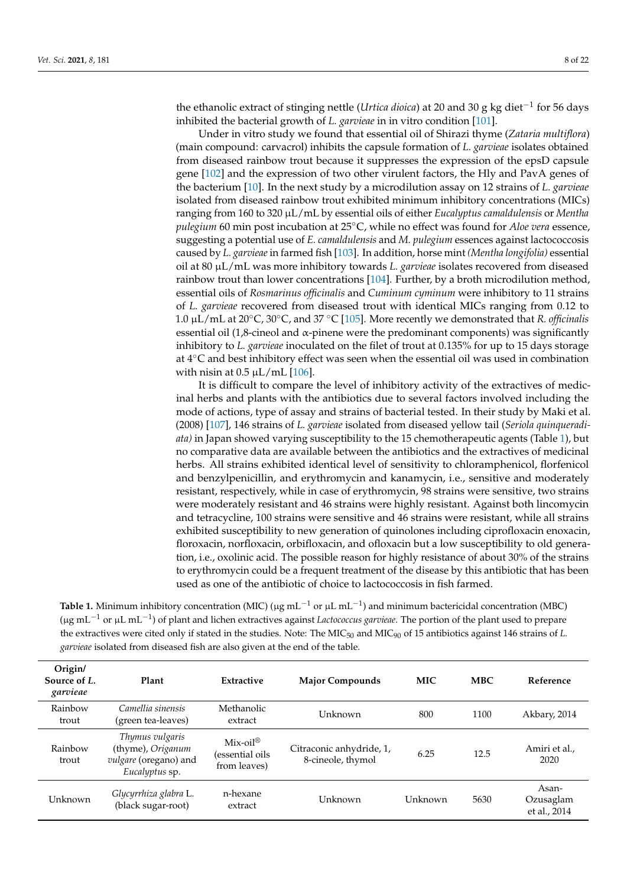the ethanolic extract of stinging nettle (*Urtica dioica*) at 20 and 30 g kg diet$^{-1}$ for 56 days inhibited the bacterial growth of *L. garvieae* in in vitro condition [101].

Under in vitro study we found that essential oil of Shirazi thyme (*Zataria multiflora*) (main compound: carvacrol) inhibits the capsule formation of *L. garvieae* isolates obtained from diseased rainbow trout because it suppresses the expression of the epsD capsule gene [102] and the expression of two other virulent factors, the Hly and PavA genes of the bacterium [10]. In the next study by a microdilution assay on 12 strains of *L. garvieae* isolated from diseased rainbow trout exhibited minimum inhibitory concentrations (MICs) ranging from 160 to 320 μL/mL by essential oils of either *Eucalyptus camaldulensis* or *Mentha pulegium* 60 min post incubation at 25°C, while no effect was found for *Aloe vera* essence, suggesting a potential use of *E. camaldulensis* and *M. pulegium* essences against lactococcosis caused by *L. garvieae* in farmed fish [103]. In addition, horse mint *(Mentha longifolia)* essential oil at 80 μL/mL was more inhibitory towards *L. garvieae* isolates recovered from diseased rainbow trout than lower concentrations [104]. Further, by a broth microdilution method, essential oils of *Rosmarinus officinalis* and *Cuminum cyminum* were inhibitory to 11 strains of *L. garvieae* recovered from diseased trout with identical MICs ranging from 0.12 to 1.0 μL/mL at 20°C, 30°C, and 37 °C [105]. More recently we demonstrated that *R. officinalis* essential oil (1,8-cineol and α-pinene were the predominant components) was significantly inhibitory to *L. garvieae* inoculated on the filet of trout at 0.135% for up to 15 days storage at 4°C and best inhibitory effect was seen when the essential oil was used in combination with nisin at 0.5 μL/mL [106].

It is difficult to compare the level of inhibitory activity of the extractives of medicinal herbs and plants with the antibiotics due to several factors involved including the mode of actions, type of assay and strains of bacterial tested. In their study by Maki et al. (2008) [107], 146 strains of *L. garvieae* isolated from diseased yellow tail (*Seriola quinqueradiata)* in Japan showed varying susceptibility to the 15 chemotherapeutic agents (Table 1), but no comparative data are available between the antibiotics and the extractives of medicinal herbs. All strains exhibited identical level of sensitivity to chloramphenicol, florfenicol and benzylpenicillin, and erythromycin and kanamycin, i.e., sensitive and moderately resistant, respectively, while in case of erythromycin, 98 strains were sensitive, two strains were moderately resistant and 46 strains were highly resistant. Against both lincomycin and tetracycline, 100 strains were sensitive and 46 strains were resistant, while all strains exhibited susceptibility to new generation of quinolones including ciprofloxacin enoxacin, floroxacin, norfloxacin, orbifloxacin, and ofloxacin but a low susceptibility to old generation, i.e., oxolinic acid. The possible reason for highly resistance of about 30% of the strains to erythromycin could be a frequent treatment of the disease by this antibiotic that has been used as one of the antibiotic of choice to lactococcosis in fish farmed.

**Table 1.** Minimum inhibitory concentration (MIC) (μg mL$^{-1}$ or μL mL$^{-1}$) and minimum bactericidal concentration (MBC) (μg mL$^{-1}$ or μL mL$^{-1}$) of plant and lichen extractives against *Lactococcus garvieae*. The portion of the plant used to prepare the extractives were cited only if stated in the studies. Note: The $MIC_{50}$ and $MIC_{90}$ of 15 antibiotics against 146 strains of *L. garvieae* isolated from diseased fish are also given at the end of the table.

| Origin/ Source of *L. garvieae* | Plant | Extractive | Major Compounds | MIC | MBC | Reference |
|---|---|---|---|---|---|---|
| Rainbow trout | *Camellia sinensis* (green tea-leaves) | Methanolic extract | Unknown | 800 | 1100 | Akbary, 2014 |
| Rainbow trout | *Thymus vulgaris* (thyme), *Origanum vulgare* (oregano) and *Eucalyptus* sp. | Mix-oil® (essential oils from leaves) | Citraconic anhydride, 1, 8-cineole, thymol | 6.25 | 12.5 | Amiri et al., 2020 |
| Unknown | *Glycyrrhiza glabra* L. (black sugar-root) | n-hexane extract | Unknown | Unknown | 5630 | Asan-Ozusaglam et al., 2014 |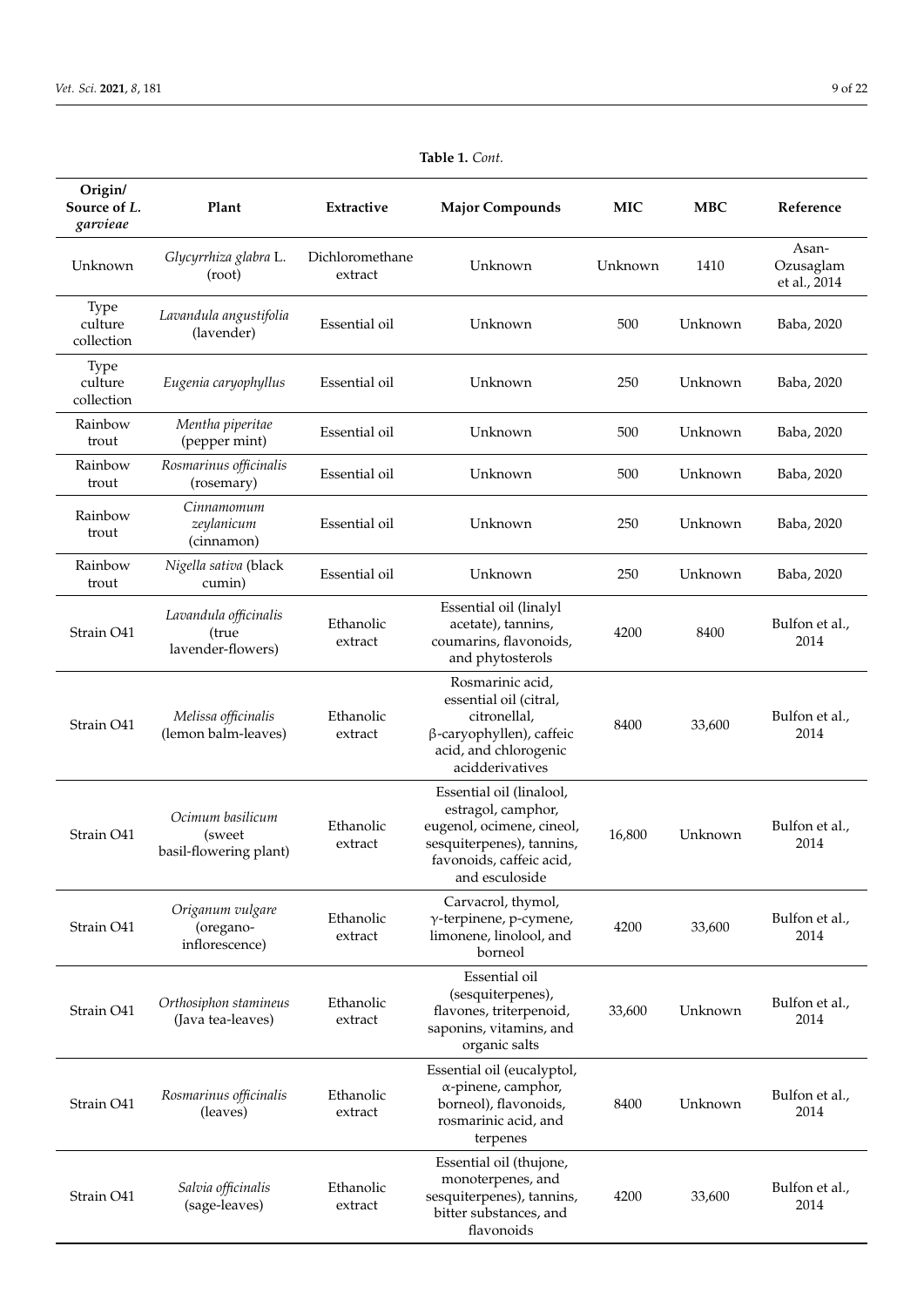**Table 1.** *Cont.*

| Origin/ Source of *L. garvieae* | Plant | Extractive | Major Compounds | MIC | MBC | Reference |
|---|---|---|---|---|---|---|
| Unknown | *Glycyrrhiza glabra* L. (root) | Dichloromethane extract | Unknown | Unknown | 1410 | Asan-Ozusaglam et al., 2014 |
| Type culture collection | *Lavandula angustifolia* (lavender) | Essential oil | Unknown | 500 | Unknown | Baba, 2020 |
| Type culture collection | *Eugenia caryophyllus* | Essential oil | Unknown | 250 | Unknown | Baba, 2020 |
| Rainbow trout | *Mentha piperitae* (pepper mint) | Essential oil | Unknown | 500 | Unknown | Baba, 2020 |
| Rainbow trout | *Rosmarinus officinalis* (rosemary) | Essential oil | Unknown | 500 | Unknown | Baba, 2020 |
| Rainbow trout | *Cinnamomum zeylanicum* (cinnamon) | Essential oil | Unknown | 250 | Unknown | Baba, 2020 |
| Rainbow trout | *Nigella sativa* (black cumin) | Essential oil | Unknown | 250 | Unknown | Baba, 2020 |
| Strain O41 | *Lavandula officinalis* (true lavender-flowers) | Ethanolic extract | Essential oil (linalyl acetate), tannins, coumarins, flavonoids, and phytosterols | 4200 | 8400 | Bulfon et al., 2014 |
| Strain O41 | *Melissa officinalis* (lemon balm-leaves) | Ethanolic extract | Rosmarinic acid, essential oil (citral, citronellal, β-caryophyllen), caffeic acid, and chlorogenic acidderivatives | 8400 | 33,600 | Bulfon et al., 2014 |
| Strain O41 | *Ocimum basilicum* (sweet basil-flowering plant) | Ethanolic extract | Essential oil (linalool, estragol, camphor, eugenol, ocimene, cineol, sesquiterpenes), tannins, favonoids, caffeic acid, and esculoside | 16,800 | Unknown | Bulfon et al., 2014 |
| Strain O41 | *Origanum vulgare* (oregano-inflorescence) | Ethanolic extract | Carvacrol, thymol, γ-terpinene, p-cymene, limonene, linolool, and borneol | 4200 | 33,600 | Bulfon et al., 2014 |
| Strain O41 | *Orthosiphon stamineus* (Java tea-leaves) | Ethanolic extract | Essential oil (sesquiterpenes), flavones, triterpenoid, saponins, vitamins, and organic salts | 33,600 | Unknown | Bulfon et al., 2014 |
| Strain O41 | *Rosmarinus officinalis* (leaves) | Ethanolic extract | Essential oil (eucalyptol, α-pinene, camphor, borneol), flavonoids, rosmarinic acid, and terpenes | 8400 | Unknown | Bulfon et al., 2014 |
| Strain O41 | *Salvia officinalis* (sage-leaves) | Ethanolic extract | Essential oil (thujone, monoterpenes, and sesquiterpenes), tannins, bitter substances, and flavonoids | 4200 | 33,600 | Bulfon et al., 2014 |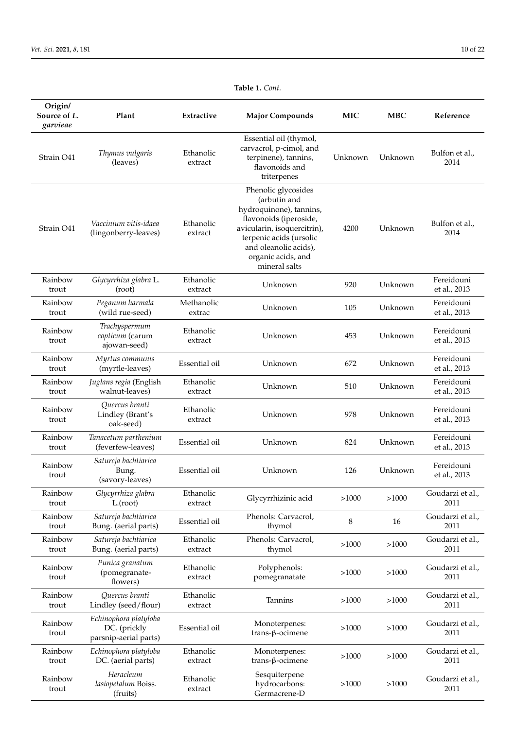**Table 1.** *Cont.*

| Origin/ Source of *L. garvieae* | Plant | Extractive | Major Compounds | MIC | MBC | Reference |
| --- | --- | --- | --- | --- | --- | --- |
| Strain O41 | *Thymus vulgaris* (leaves) | Ethanolic extract | Essential oil (thymol, carvacrol, p-cimol, and terpinene), tannins, flavonoids and triterpenes | Unknown | Unknown | Bulfon et al., 2014 |
| Strain O41 | *Vaccinium vitis-idaea* (lingonberry-leaves) | Ethanolic extract | Phenolic glycosides (arbutin and hydroquinone), tannins, flavonoids (iperoside, avicularin, isoquercitrin), terpenic acids (ursolic and oleanolic acids), organic acids, and mineral salts | 4200 | Unknown | Bulfon et al., 2014 |
| Rainbow trout | *Glycyrrhiza glabra* L. (root) | Ethanolic extract | Unknown | 920 | Unknown | Fereidouni et al., 2013 |
| Rainbow trout | *Peganum harmala* (wild rue-seed) | Methanolic extrac | Unknown | 105 | Unknown | Fereidouni et al., 2013 |
| Rainbow trout | *Trachyspermum copticum* (carum ajowan-seed) | Ethanolic extract | Unknown | 453 | Unknown | Fereidouni et al., 2013 |
| Rainbow trout | *Myrtus communis* (myrtle-leaves) | Essential oil | Unknown | 672 | Unknown | Fereidouni et al., 2013 |
| Rainbow trout | *Juglans regia* (English walnut-leaves) | Ethanolic extract | Unknown | 510 | Unknown | Fereidouni et al., 2013 |
| Rainbow trout | *Quercus branti* Lindley (Brant's oak-seed) | Ethanolic extract | Unknown | 978 | Unknown | Fereidouni et al., 2013 |
| Rainbow trout | *Tanacetum parthenium* (feverfew-leaves) | Essential oil | Unknown | 824 | Unknown | Fereidouni et al., 2013 |
| Rainbow trout | *Satureja bachtiarica* Bung. (savory-leaves) | Essential oil | Unknown | 126 | Unknown | Fereidouni et al., 2013 |
| Rainbow trout | *Glycyrrhiza glabra* L.(root) | Ethanolic extract | Glycyrrhizinic acid | >1000 | >1000 | Goudarzi et al., 2011 |
| Rainbow trout | *Satureja bachtiarica* Bung. (aerial parts) | Essential oil | Phenols: Carvacrol, thymol | 8 | 16 | Goudarzi et al., 2011 |
| Rainbow trout | *Satureja bachtiarica* Bung. (aerial parts) | Ethanolic extract | Phenols: Carvacrol, thymol | >1000 | >1000 | Goudarzi et al., 2011 |
| Rainbow trout | *Punica granatum* (pomegranate-flowers) | Ethanolic extract | Polyphenols: pomegranatate | >1000 | >1000 | Goudarzi et al., 2011 |
| Rainbow trout | *Quercus branti* Lindley (seed/flour) | Ethanolic extract | Tannins | >1000 | >1000 | Goudarzi et al., 2011 |
| Rainbow trout | *Echinophora platyloba* DC. (prickly parsnip-aerial parts) | Essential oil | Monoterpenes: trans-β-ocimene | >1000 | >1000 | Goudarzi et al., 2011 |
| Rainbow trout | *Echinophora platyloba* DC. (aerial parts) | Ethanolic extract | Monoterpenes: trans-β-ocimene | >1000 | >1000 | Goudarzi et al., 2011 |
| Rainbow trout | *Heracleum lasiopetalum* Boiss. (fruits) | Ethanolic extract | Sesquiterpene hydrocarbons: Germacrene-D | >1000 | >1000 | Goudarzi et al., 2011 |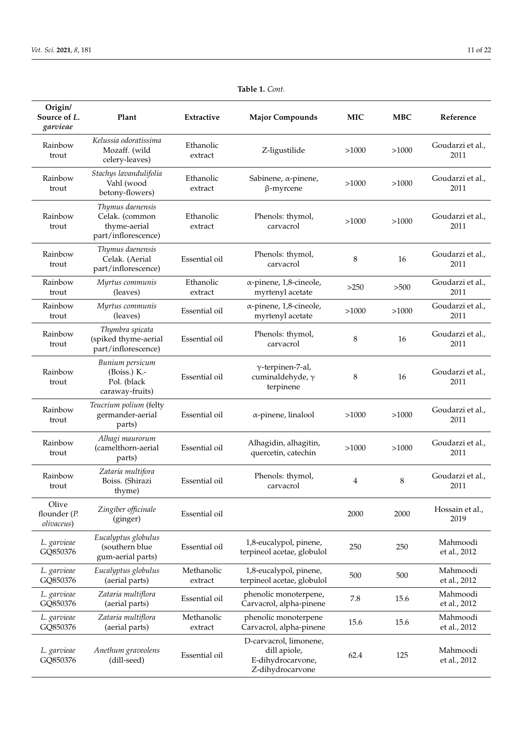**Table 1.** *Cont.*

| Origin/ Source of *L. garvieae* | Plant | Extractive | Major Compounds | MIC | MBC | Reference |
|---|---|---|---|---|---|---|
| Rainbow trout | *Kelussia odoratissima* Mozaff. (wild celery-leaves) | Ethanolic extract | Z-ligustilide | >1000 | >1000 | Goudarzi et al., 2011 |
| Rainbow trout | *Stachys lavandulifolia* Vahl (wood betony-flowers) | Ethanolic extract | Sabinene, α-pinene, β-myrcene | >1000 | >1000 | Goudarzi et al., 2011 |
| Rainbow trout | *Thymus daenensis* Celak. (common thyme-aerial part/inflorescence) | Ethanolic extract | Phenols: thymol, carvacrol | >1000 | >1000 | Goudarzi et al., 2011 |
| Rainbow trout | *Thymus daenensis* Celak. (Aerial part/inflorescence) | Essential oil | Phenols: thymol, carvacrol | 8 | 16 | Goudarzi et al., 2011 |
| Rainbow trout | *Myrtus communis* (leaves) | Ethanolic extract | α-pinene, 1,8-cineole, myrtenyl acetate | >250 | >500 | Goudarzi et al., 2011 |
| Rainbow trout | *Myrtus communis* (leaves) | Essential oil | α-pinene, 1,8-cineole, myrtenyl acetate | >1000 | >1000 | Goudarzi et al., 2011 |
| Rainbow trout | *Thymbra spicata* (spiked thyme-aerial part/inflorescence) | Essential oil | Phenols: thymol, carvacrol | 8 | 16 | Goudarzi et al., 2011 |
| Rainbow trout | *Bunium persicum* (Boiss.) K.-Pol. (black caraway-fruits) | Essential oil | γ-terpinen-7-al, cuminaldehyde, γ terpinene | 8 | 16 | Goudarzi et al., 2011 |
| Rainbow trout | *Teucrium polium* (felty germander-aerial parts) | Essential oil | α-pinene, linalool | >1000 | >1000 | Goudarzi et al., 2011 |
| Rainbow trout | *Alhagi maurorum* (camelthorn-aerial parts) | Essential oil | Alhagidin, alhagitin, quercetin, catechin | >1000 | >1000 | Goudarzi et al., 2011 |
| Rainbow trout | *Zataria multifora* Boiss. (Shirazi thyme) | Essential oil | Phenols: thymol, carvacrol | 4 | 8 | Goudarzi et al., 2011 |
| Olive flounder (*P. olivaceus*) | *Zingiber officinale* (ginger) | Essential oil | | 2000 | 2000 | Hossain et al., 2019 |
| *L. garvieae* GQ850376 | *Eucalyptus globulus* (southern blue gum-aerial parts) | Essential oil | 1,8-eucalypol, pinene, terpineol acetae, globulol | 250 | 250 | Mahmoodi et al., 2012 |
| *L. garvieae* GQ850376 | *Eucalyptus globulus* (aerial parts) | Methanolic extract | 1,8-eucalypol, pinene, terpineol acetae, globulol | 500 | 500 | Mahmoodi et al., 2012 |
| *L. garvieae* GQ850376 | *Zataria multiflora* (aerial parts) | Essential oil | phenolic monoterpene, Carvacrol, alpha-pinene | 7.8 | 15.6 | Mahmoodi et al., 2012 |
| *L. garvieae* GQ850376 | *Zataria multiflora* (aerial parts) | Methanolic extract | phenolic monoterpene Carvacrol, alpha-pinene | 15.6 | 15.6 | Mahmoodi et al., 2012 |
| *L. garvieae* GQ850376 | *Anethum graveolens* (dill-seed) | Essential oil | D-carvacrol, limonene, dill apiole, E-dihydrocarvone, Z-dihydrocarvone | 62.4 | 125 | Mahmoodi et al., 2012 |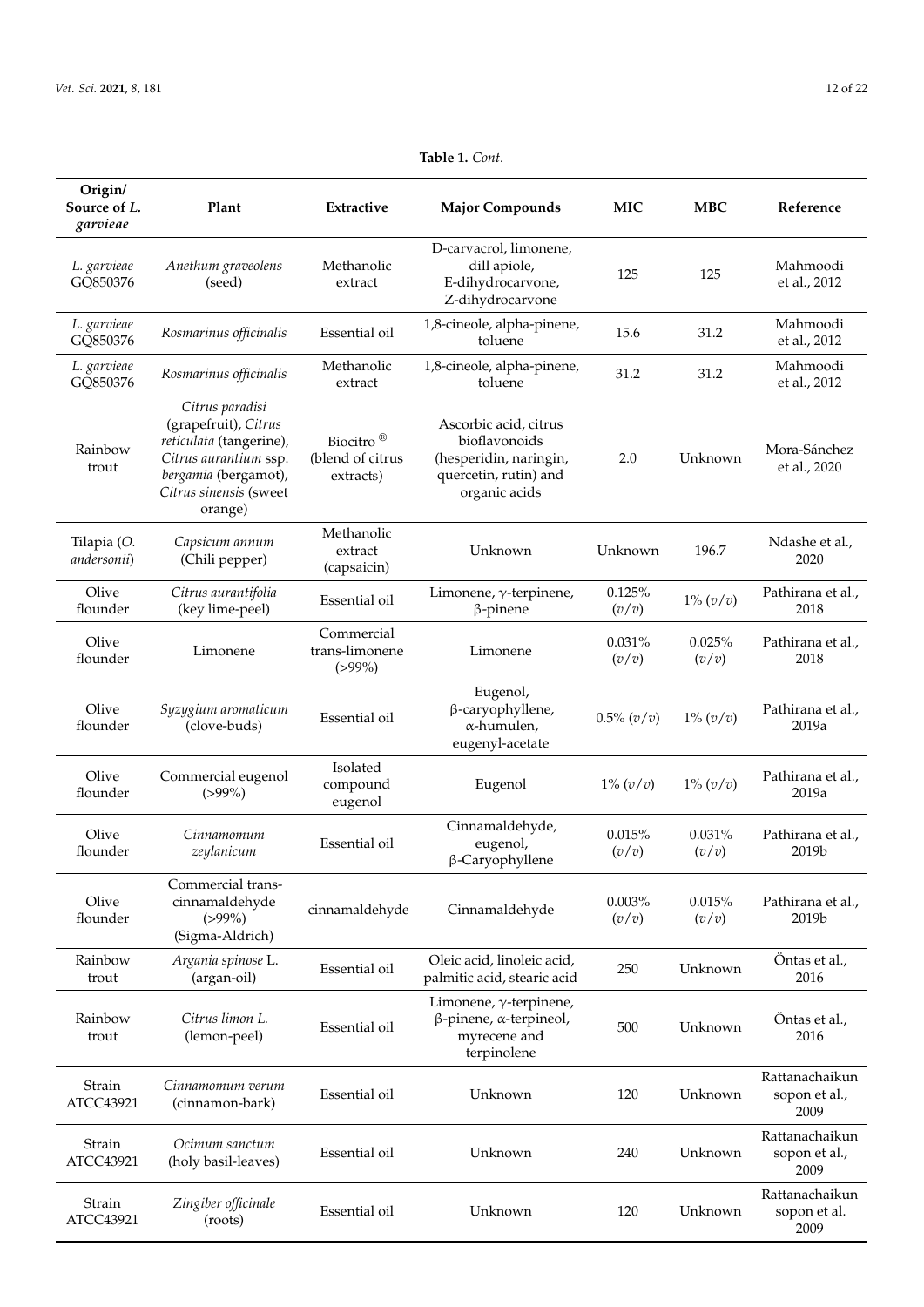**Table 1.** *Cont.*

| Origin/ Source of *L. garvieae* | Plant | Extractive | Major Compounds | MIC | MBC | Reference |
|---|---|---|---|---|---|---|
| *L. garvieae* GQ850376 | *Anethum graveolens* (seed) | Methanolic extract | D-carvacrol, limonene, dill apiole, E-dihydrocarvone, Z-dihydrocarvone | 125 | 125 | Mahmoodi et al., 2012 |
| *L. garvieae* GQ850376 | *Rosmarinus officinalis* | Essential oil | 1,8-cineole, alpha-pinene, toluene | 15.6 | 31.2 | Mahmoodi et al., 2012 |
| *L. garvieae* GQ850376 | *Rosmarinus officinalis* | Methanolic extract | 1,8-cineole, alpha-pinene, toluene | 31.2 | 31.2 | Mahmoodi et al., 2012 |
| Rainbow trout | *Citrus paradisi* (grapefruit), *Citrus reticulata* (tangerine), *Citrus aurantium* ssp. *bergamia* (bergamot), *Citrus sinensis* (sweet orange) | Biocitro® (blend of citrus extracts) | Ascorbic acid, citrus bioflavonoids (hesperidin, naringin, quercetin, rutin) and organic acids | 2.0 | Unknown | Mora-Sánchez et al., 2020 |
| Tilapia (*O. andersonii*) | *Capsicum annum* (Chili pepper) | Methanolic extract (capsaicin) | Unknown | Unknown | 196.7 | Ndashe et al., 2020 |
| Olive flounder | *Citrus aurantifolia* (key lime-peel) | Essential oil | Limonene, γ-terpinene, β-pinene | 0.125% (*v*/*v*) | 1% (*v*/*v*) | Pathirana et al., 2018 |
| Olive flounder | Limonene | Commercial trans-limonene (>99%) | Limonene | 0.031% (*v*/*v*) | 0.025% (*v*/*v*) | Pathirana et al., 2018 |
| Olive flounder | *Syzygium aromaticum* (clove-buds) | Essential oil | Eugenol, β-caryophyllene, α-humulen, eugenyl-acetate | 0.5% (*v*/*v*) | 1% (*v*/*v*) | Pathirana et al., 2019a |
| Olive flounder | Commercial eugenol (>99%) | Isolated compound eugenol | Eugenol | 1% (*v*/*v*) | 1% (*v*/*v*) | Pathirana et al., 2019a |
| Olive flounder | *Cinnamomum zeylanicum* | Essential oil | Cinnamaldehyde, eugenol, β-Caryophyllene | 0.015% (*v*/*v*) | 0.031% (*v*/*v*) | Pathirana et al., 2019b |
| Olive flounder | Commercial trans-cinnamaldehyde (>99%) (Sigma-Aldrich) | cinnamaldehyde | Cinnamaldehyde | 0.003% (*v*/*v*) | 0.015% (*v*/*v*) | Pathirana et al., 2019b |
| Rainbow trout | *Argania spinose* L. (argan-oil) | Essential oil | Oleic acid, linoleic acid, palmitic acid, stearic acid | 250 | Unknown | Öntas et al., 2016 |
| Rainbow trout | *Citrus limon L.* (lemon-peel) | Essential oil | Limonene, γ-terpinene, β-pinene, α-terpineol, myrecene and terpinolene | 500 | Unknown | Öntas et al., 2016 |
| Strain ATCC43921 | *Cinnamomum verum* (cinnamon-bark) | Essential oil | Unknown | 120 | Unknown | Rattanachaikunsopon et al., 2009 |
| Strain ATCC43921 | *Ocimum sanctum* (holy basil-leaves) | Essential oil | Unknown | 240 | Unknown | Rattanachaikunsopon et al., 2009 |
| Strain ATCC43921 | *Zingiber officinale* (roots) | Essential oil | Unknown | 120 | Unknown | Rattanachaikunsopon et al. 2009 |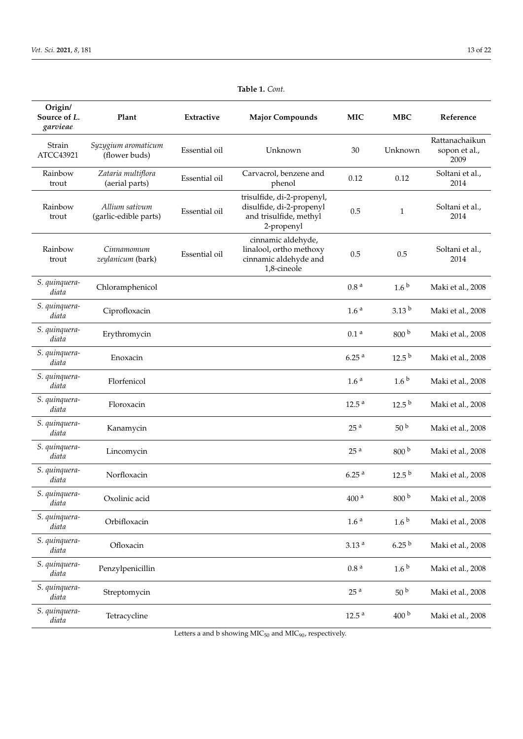**Table 1.** *Cont.*

| Origin/ Source of *L. garvieae* | Plant | Extractive | Major Compounds | MIC | MBC | Reference |
|---|---|---|---|---|---|---|
| Strain ATCC43921 | *Syzygium aromaticum* (flower buds) | Essential oil | Unknown | 30 | Unknown | Rattanachaikunsopon et al., 2009 |
| Rainbow trout | *Zataria multiflora* (aerial parts) | Essential oil | Carvacrol, benzene and phenol | 0.12 | 0.12 | Soltani et al., 2014 |
| Rainbow trout | *Allium sativum* (garlic-edible parts) | Essential oil | trisulfide, di-2-propenyl, disulfide, di-2-propenyl and trisulfide, methyl 2-propenyl | 0.5 | 1 | Soltani et al., 2014 |
| Rainbow trout | *Cinnamomum zeylanicum* (bark) | Essential oil | cinnamic aldehyde, linalool, ortho methoxy cinnamic aldehyde and 1,8-cineole | 0.5 | 0.5 | Soltani et al., 2014 |
| *S. quinqueradiata* | Chloramphenicol | | | 0.8 [a] | 1.6 [b] | Maki et al., 2008 |
| *S. quinqueradiata* | Ciprofloxacin | | | 1.6 [a] | 3.13 [b] | Maki et al., 2008 |
| *S. quinqueradiata* | Erythromycin | | | 0.1 [a] | 800 [b] | Maki et al., 2008 |
| *S. quinqueradiata* | Enoxacin | | | 6.25 [a] | 12.5 [b] | Maki et al., 2008 |
| *S. quinqueradiata* | Florfenicol | | | 1.6 [a] | 1.6 [b] | Maki et al., 2008 |
| *S. quinqueradiata* | Floroxacin | | | 12.5 [a] | 12.5 [b] | Maki et al., 2008 |
| *S. quinqueradiata* | Kanamycin | | | 25 [a] | 50 [b] | Maki et al., 2008 |
| *S. quinqueradiata* | Lincomycin | | | 25 [a] | 800 [b] | Maki et al., 2008 |
| *S. quinqueradiata* | Norfloxacin | | | 6.25 [a] | 12.5 [b] | Maki et al., 2008 |
| *S. quinqueradiata* | Oxolinic acid | | | 400 [a] | 800 [b] | Maki et al., 2008 |
| *S. quinqueradiata* | Orbifloxacin | | | 1.6 [a] | 1.6 [b] | Maki et al., 2008 |
| *S. quinqueradiata* | Ofloxacin | | | 3.13 [a] | 6.25 [b] | Maki et al., 2008 |
| *S. quinqueradiata* | Penzylpenicillin | | | 0.8 [a] | 1.6 [b] | Maki et al., 2008 |
| *S. quinqueradiata* | Streptomycin | | | 25 [a] | 50 [b] | Maki et al., 2008 |
| *S. quinqueradiata* | Tetracycline | | | 12.5 [a] | 400 [b] | Maki et al., 2008 |

Letters a and b showing $MIC_{50}$ and $MIC_{90}$, respectively.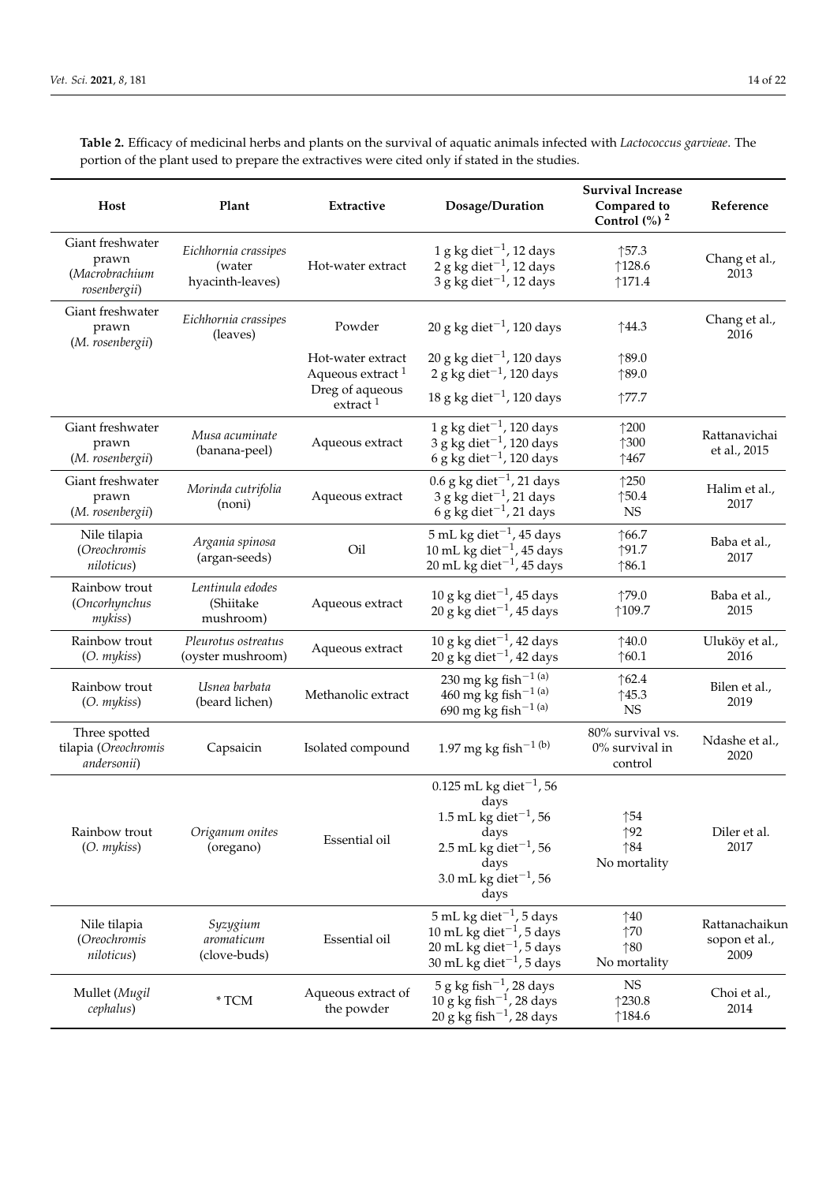**Table 2.** Efficacy of medicinal herbs and plants on the survival of aquatic animals infected with *Lactococcus garvieae*. The portion of the plant used to prepare the extractives were cited only if stated in the studies.

| Host | Plant | Extractive | Dosage/Duration | Survival Increase Compared to Control (%) [2] | Reference |
|---|---|---|---|---|---|
| Giant freshwater prawn (*Macrobrachium rosenbergii*) | *Eichhornia crassipes* (water hyacinth-leaves) | Hot-water extract | 1 g kg diet$^{-1}$, 12 days<br>2 g kg diet$^{-1}$, 12 days<br>3 g kg diet$^{-1}$, 12 days | ↑57.3<br>↑128.6<br>↑171.4 | Chang et al., 2013 |
| Giant freshwater prawn (*M. rosenbergii*) | *Eichhornia crassipes* (leaves) | Powder | 20 g kg diet$^{-1}$, 120 days | ↑44.3 | Chang et al., 2016 |
| | | Hot-water extract<br>Aqueous extract [1]<br>Dreg of aqueous extract [1] | 20 g kg diet$^{-1}$, 120 days<br>2 g kg diet$^{-1}$, 120 days<br>18 g kg diet$^{-1}$, 120 days | ↑89.0<br>↑89.0<br>↑77.7 | |
| Giant freshwater prawn (*M. rosenbergii*) | *Musa acuminate* (banana-peel) | Aqueous extract | 1 g kg diet$^{-1}$, 120 days<br>3 g kg diet$^{-1}$, 120 days<br>6 g kg diet$^{-1}$, 120 days | ↑200<br>↑300<br>↑467 | Rattanavichai et al., 2015 |
| Giant freshwater prawn (*M. rosenbergii*) | *Morinda cutrifolia* (noni) | Aqueous extract | 0.6 g kg diet$^{-1}$, 21 days<br>3 g kg diet$^{-1}$, 21 days<br>6 g kg diet$^{-1}$, 21 days | ↑250<br>↑50.4<br>NS | Halim et al., 2017 |
| Nile tilapia (*Oreochromis niloticus*) | *Argania spinosa* (argan-seeds) | Oil | 5 mL kg diet$^{-1}$, 45 days<br>10 mL kg diet$^{-1}$, 45 days<br>20 mL kg diet$^{-1}$, 45 days | ↑66.7<br>↑91.7<br>↑86.1 | Baba et al., 2017 |
| Rainbow trout (*Oncorhynchus mykiss*) | *Lentinula edodes* (Shiitake mushroom) | Aqueous extract | 10 g kg diet$^{-1}$, 45 days<br>20 g kg diet$^{-1}$, 45 days | ↑79.0<br>↑109.7 | Baba et al., 2015 |
| Rainbow trout (*O. mykiss*) | *Pleurotus ostreatus* (oyster mushroom) | Aqueous extract | 10 g kg diet$^{-1}$, 42 days<br>20 g kg diet$^{-1}$, 42 days | ↑40.0<br>↑60.1 | Uluköy et al., 2016 |
| Rainbow trout (*O. mykiss*) | *Usnea barbata* (beard lichen) | Methanolic extract | 230 mg kg fish$^{-1}$ [(a)]<br>460 mg kg fish$^{-1}$ [(a)]<br>690 mg kg fish$^{-1}$ [(a)] | ↑62.4<br>↑45.3<br>NS | Bilen et al., 2019 |
| Three spotted tilapia (*Oreochromis andersonii*) | Capsaicin | Isolated compound | 1.97 mg kg fish$^{-1}$ [(b)] | 80% survival vs. 0% survival in control | Ndashe et al., 2020 |
| Rainbow trout (*O. mykiss*) | *Origanum onites* (oregano) | Essential oil | 0.125 mL kg diet$^{-1}$, 56 days<br>1.5 mL kg diet$^{-1}$, 56 days<br>2.5 mL kg diet$^{-1}$, 56 days<br>3.0 mL kg diet$^{-1}$, 56 days | ↑54<br>↑92<br>↑84<br>No mortality | Diler et al. 2017 |
| Nile tilapia (*Oreochromis niloticus*) | *Syzygium aromaticum* (clove-buds) | Essential oil | 5 mL kg diet$^{-1}$, 5 days<br>10 mL kg diet$^{-1}$, 5 days<br>20 mL kg diet$^{-1}$, 5 days<br>30 mL kg diet$^{-1}$, 5 days | ↑40<br>↑70<br>↑80<br>No mortality | Rattanachaikunsopon et al., 2009 |
| Mullet (*Mugil cephalus*) | * TCM | Aqueous extract of the powder | 5 g kg fish$^{-1}$, 28 days<br>10 g kg fish$^{-1}$, 28 days<br>20 g kg fish$^{-1}$, 28 days | NS<br>↑230.8<br>↑184.6 | Choi et al., 2014 |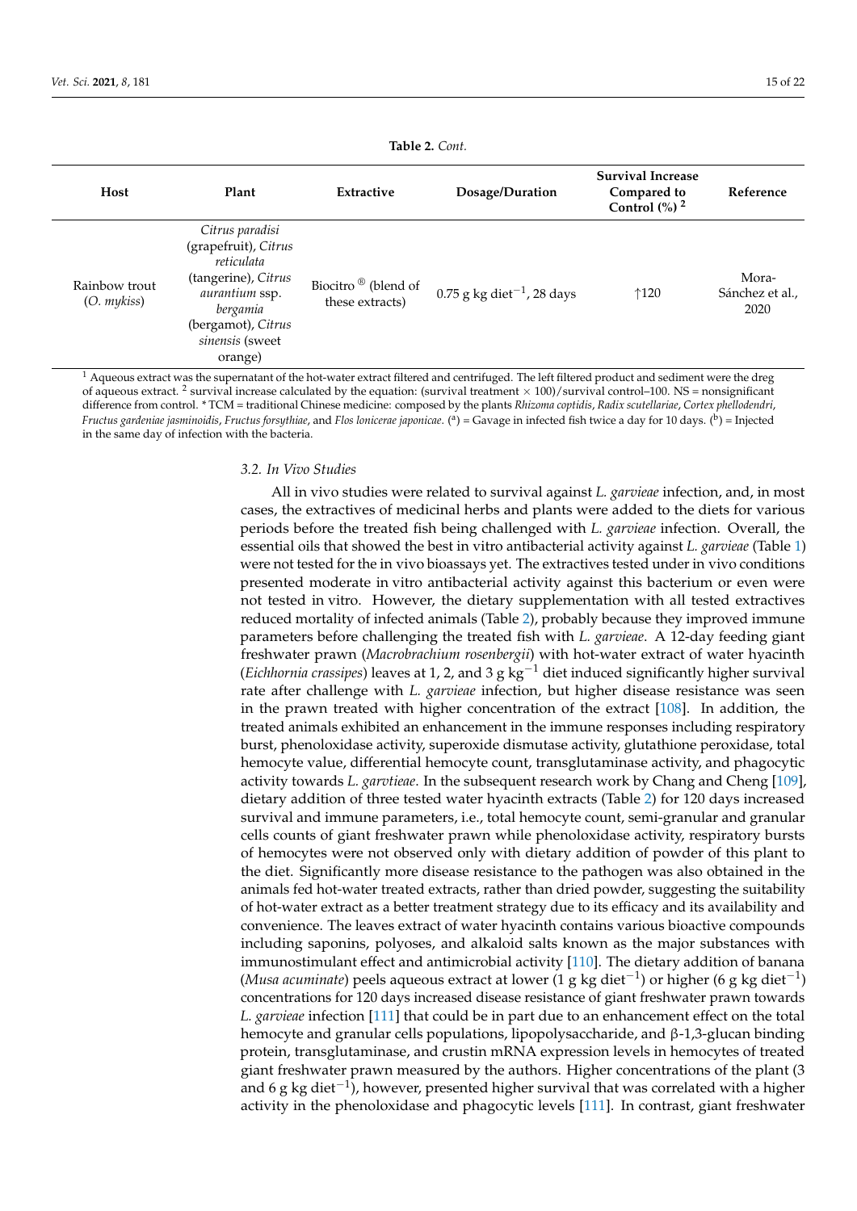**Table 2.** *Cont.*

| Host | Plant | Extractive | Dosage/Duration | Survival Increase Compared to Control (%) [2] | Reference |
|---|---|---|---|---|---|
| Rainbow trout (*O. mykiss*) | *Citrus paradisi* (grapefruit), *Citrus reticulata* (tangerine), *Citrus aurantium* ssp. *bergamia* (bergamot), *Citrus sinensis* (sweet orange) | Biocitro ® (blend of these extracts) | 0.75 g kg diet$^{-1}$, 28 days | ↑120 | Mora-Sánchez et al., 2020 |

[1] Aqueous extract was the supernatant of the hot-water extract filtered and centrifuged. The left filtered product and sediment were the dreg of aqueous extract. [2] survival increase calculated by the equation: (survival treatment × 100)/survival control–100. NS = nonsignificant difference from control. * TCM = traditional Chinese medicine: composed by the plants *Rhizoma coptidis*, *Radix scutellariae*, *Cortex phellodendri*, *Fructus gardeniae jasminoidis*, *Fructus forsythiae*, and *Flos lonicerae japonicae*. ([a]) = Gavage in infected fish twice a day for 10 days. ([b]) = Injected in the same day of infection with the bacteria.

### 3.2. In Vivo Studies

All in vivo studies were related to survival against *L. garvieae* infection, and, in most cases, the extractives of medicinal herbs and plants were added to the diets for various periods before the treated fish being challenged with *L. garvieae* infection. Overall, the essential oils that showed the best in vitro antibacterial activity against *L. garvieae* (Table 1) were not tested for the in vivo bioassays yet. The extractives tested under in vivo conditions presented moderate in vitro antibacterial activity against this bacterium or even were not tested in vitro. However, the dietary supplementation with all tested extractives reduced mortality of infected animals (Table 2), probably because they improved immune parameters before challenging the treated fish with *L. garvieae*. A 12-day feeding giant freshwater prawn (*Macrobrachium rosenbergii*) with hot-water extract of water hyacinth (*Eichhornia crassipes*) leaves at 1, 2, and 3 g kg$^{-1}$ diet induced significantly higher survival rate after challenge with *L. garvieae* infection, but higher disease resistance was seen in the prawn treated with higher concentration of the extract [108]. In addition, the treated animals exhibited an enhancement in the immune responses including respiratory burst, phenoloxidase activity, superoxide dismutase activity, glutathione peroxidase, total hemocyte value, differential hemocyte count, transglutaminase activity, and phagocytic activity towards *L. garvtieae*. In the subsequent research work by Chang and Cheng [109], dietary addition of three tested water hyacinth extracts (Table 2) for 120 days increased survival and immune parameters, i.e., total hemocyte count, semi-granular and granular cells counts of giant freshwater prawn while phenoloxidase activity, respiratory bursts of hemocytes were not observed only with dietary addition of powder of this plant to the diet. Significantly more disease resistance to the pathogen was also obtained in the animals fed hot-water treated extracts, rather than dried powder, suggesting the suitability of hot-water extract as a better treatment strategy due to its efficacy and its availability and convenience. The leaves extract of water hyacinth contains various bioactive compounds including saponins, polyoses, and alkaloid salts known as the major substances with immunostimulant effect and antimicrobial activity [110]. The dietary addition of banana (*Musa acuminate*) peels aqueous extract at lower (1 g kg diet$^{-1}$) or higher (6 g kg diet$^{-1}$) concentrations for 120 days increased disease resistance of giant freshwater prawn towards *L. garvieae* infection [111] that could be in part due to an enhancement effect on the total hemocyte and granular cells populations, lipopolysaccharide, and β-1,3-glucan binding protein, transglutaminase, and crustin mRNA expression levels in hemocytes of treated giant freshwater prawn measured by the authors. Higher concentrations of the plant (3 and 6 g kg diet$^{-1}$), however, presented higher survival that was correlated with a higher activity in the phenoloxidase and phagocytic levels [111]. In contrast, giant freshwater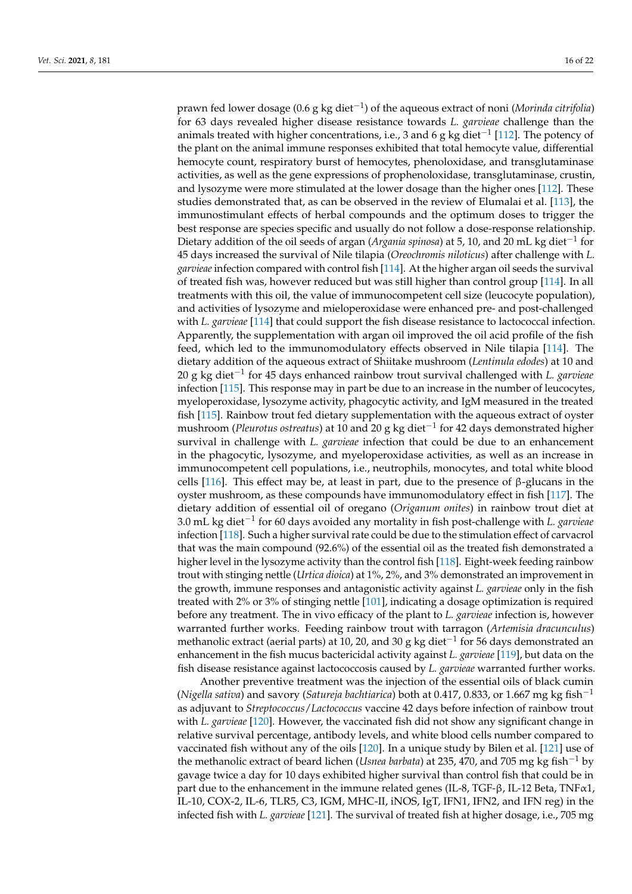prawn fed lower dosage (0.6 g kg diet$^{-1}$) of the aqueous extract of noni (*Morinda citrifolia*) for 63 days revealed higher disease resistance towards *L. garvieae* challenge than the animals treated with higher concentrations, i.e., 3 and 6 g kg diet$^{-1}$ [112]. The potency of the plant on the animal immune responses exhibited that total hemocyte value, differential hemocyte count, respiratory burst of hemocytes, phenoloxidase, and transglutaminase activities, as well as the gene expressions of prophenoloxidase, transglutaminase, crustin, and lysozyme were more stimulated at the lower dosage than the higher ones [112]. These studies demonstrated that, as can be observed in the review of Elumalai et al. [113], the immunostimulant effects of herbal compounds and the optimum doses to trigger the best response are species specific and usually do not follow a dose-response relationship. Dietary addition of the oil seeds of argan (*Argania spinosa*) at 5, 10, and 20 mL kg diet$^{-1}$ for 45 days increased the survival of Nile tilapia (*Oreochromis niloticus*) after challenge with *L. garvieae* infection compared with control fish [114]. At the higher argan oil seeds the survival of treated fish was, however reduced but was still higher than control group [114]. In all treatments with this oil, the value of immunocompetent cell size (leucocyte population), and activities of lysozyme and mieloperoxidase were enhanced pre- and post-challenged with *L. garvieae* [114] that could support the fish disease resistance to lactococcal infection. Apparently, the supplementation with argan oil improved the oil acid profile of the fish feed, which led to the immunomodulatory effects observed in Nile tilapia [114]. The dietary addition of the aqueous extract of Shiitake mushroom (*Lentinula edodes*) at 10 and 20 g kg diet$^{-1}$ for 45 days enhanced rainbow trout survival challenged with *L. garvieae* infection [115]. This response may in part be due to an increase in the number of leucocytes, myeloperoxidase, lysozyme activity, phagocytic activity, and IgM measured in the treated fish [115]. Rainbow trout fed dietary supplementation with the aqueous extract of oyster mushroom (*Pleurotus ostreatus*) at 10 and 20 g kg diet$^{-1}$ for 42 days demonstrated higher survival in challenge with *L. garvieae* infection that could be due to an enhancement in the phagocytic, lysozyme, and myeloperoxidase activities, as well as an increase in immunocompetent cell populations, i.e., neutrophils, monocytes, and total white blood cells [116]. This effect may be, at least in part, due to the presence of β-glucans in the oyster mushroom, as these compounds have immunomodulatory effect in fish [117]. The dietary addition of essential oil of oregano (*Origanum onites*) in rainbow trout diet at 3.0 mL kg diet$^{-1}$ for 60 days avoided any mortality in fish post-challenge with *L. garvieae* infection [118]. Such a higher survival rate could be due to the stimulation effect of carvacrol that was the main compound (92.6%) of the essential oil as the treated fish demonstrated a higher level in the lysozyme activity than the control fish [118]. Eight-week feeding rainbow trout with stinging nettle (*Urtica dioica*) at 1%, 2%, and 3% demonstrated an improvement in the growth, immune responses and antagonistic activity against *L. garvieae* only in the fish treated with 2% or 3% of stinging nettle [101], indicating a dosage optimization is required before any treatment. The in vivo efficacy of the plant to *L. garvieae* infection is, however warranted further works. Feeding rainbow trout with tarragon (*Artemisia dracunculus*) methanolic extract (aerial parts) at 10, 20, and 30 g kg diet$^{-1}$ for 56 days demonstrated an enhancement in the fish mucus bactericidal activity against *L. garvieae* [119], but data on the fish disease resistance against lactococcosis caused by *L. garvieae* warranted further works.

Another preventive treatment was the injection of the essential oils of black cumin (*Nigella sativa*) and savory (*Satureja bachtiarica*) both at 0.417, 0.833, or 1.667 mg kg fish$^{-1}$ as adjuvant to *Streptococcus*/*Lactococcus* vaccine 42 days before infection of rainbow trout with *L. garvieae* [120]. However, the vaccinated fish did not show any significant change in relative survival percentage, antibody levels, and white blood cells number compared to vaccinated fish without any of the oils [120]. In a unique study by Bilen et al. [121] use of the methanolic extract of beard lichen (*Usnea barbata*) at 235, 470, and 705 mg kg fish$^{-1}$ by gavage twice a day for 10 days exhibited higher survival than control fish that could be in part due to the enhancement in the immune related genes (IL-8, TGF-β, IL-12 Beta, TNFα1, IL-10, COX-2, IL-6, TLR5, C3, IGM, MHC-II, iNOS, IgT, IFN1, IFN2, and IFN reg) in the infected fish with *L. garvieae* [121]. The survival of treated fish at higher dosage, i.e., 705 mg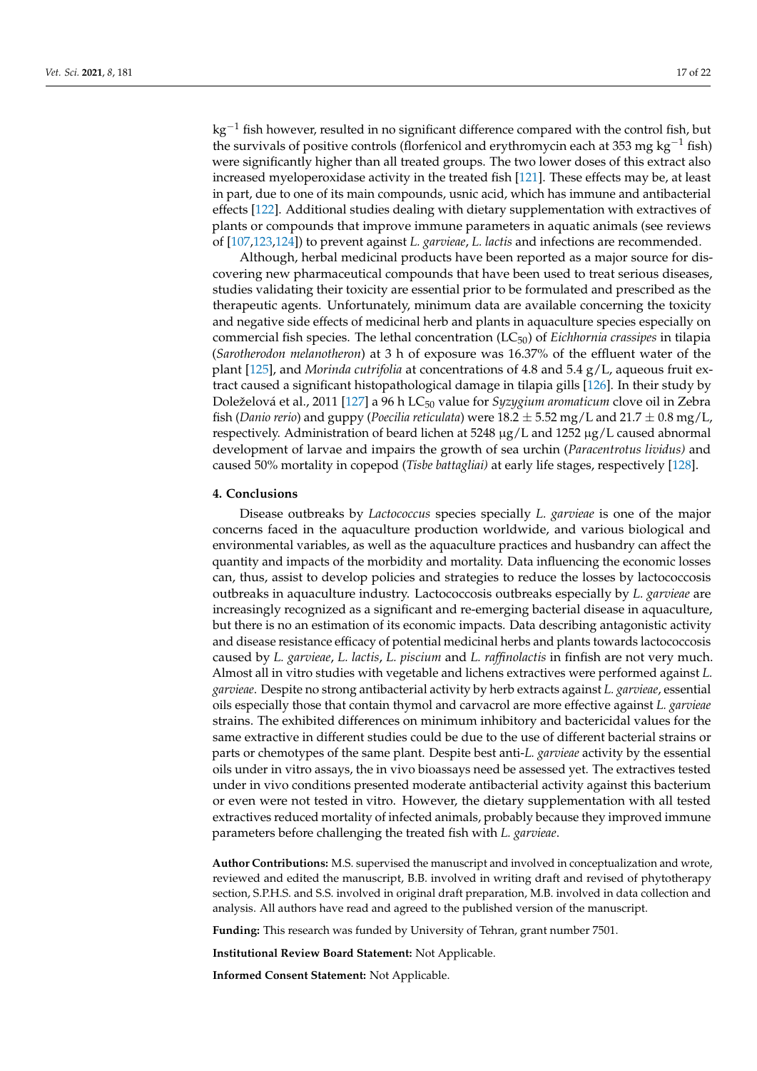$kg^{-1}$ fish however, resulted in no significant difference compared with the control fish, but the survivals of positive controls (florfenicol and erythromycin each at 353 mg $kg^{-1}$ fish) were significantly higher than all treated groups. The two lower doses of this extract also increased myeloperoxidase activity in the treated fish [121]. These effects may be, at least in part, due to one of its main compounds, usnic acid, which has immune and antibacterial effects [122]. Additional studies dealing with dietary supplementation with extractives of plants or compounds that improve immune parameters in aquatic animals (see reviews of [107,123,124]) to prevent against *L. garvieae*, *L. lactis* and infections are recommended.

Although, herbal medicinal products have been reported as a major source for discovering new pharmaceutical compounds that have been used to treat serious diseases, studies validating their toxicity are essential prior to be formulated and prescribed as the therapeutic agents. Unfortunately, minimum data are available concerning the toxicity and negative side effects of medicinal herb and plants in aquaculture species especially on commercial fish species. The lethal concentration ($LC_{50}$) of *Eichhornia crassipes* in tilapia (*Sarotherodon melanotheron*) at 3 h of exposure was 16.37% of the effluent water of the plant [125], and *Morinda cutrifolia* at concentrations of 4.8 and 5.4 g/L, aqueous fruit extract caused a significant histopathological damage in tilapia gills [126]. In their study by Doleželová et al., 2011 [127] a 96 h $LC_{50}$ value for *Syzygium aromaticum* clove oil in Zebra fish (*Danio rerio*) and guppy (*Poecilia reticulata*) were $18.2 \pm 5.52$ mg/L and $21.7 \pm 0.8$ mg/L, respectively. Administration of beard lichen at 5248 µg/L and 1252 µg/L caused abnormal development of larvae and impairs the growth of sea urchin (*Paracentrotus lividus)* and caused 50% mortality in copepod (*Tisbe battagliai)* at early life stages, respectively [128].

## 4. Conclusions

Disease outbreaks by *Lactococcus* species specially *L. garvieae* is one of the major concerns faced in the aquaculture production worldwide, and various biological and environmental variables, as well as the aquaculture practices and husbandry can affect the quantity and impacts of the morbidity and mortality. Data influencing the economic losses can, thus, assist to develop policies and strategies to reduce the losses by lactococcosis outbreaks in aquaculture industry. Lactococcosis outbreaks especially by *L. garvieae* are increasingly recognized as a significant and re-emerging bacterial disease in aquaculture, but there is no an estimation of its economic impacts. Data describing antagonistic activity and disease resistance efficacy of potential medicinal herbs and plants towards lactococcosis caused by *L. garvieae*, *L. lactis*, *L. piscium* and *L. raffinolactis* in finfish are not very much. Almost all in vitro studies with vegetable and lichens extractives were performed against *L. garvieae*. Despite no strong antibacterial activity by herb extracts against *L. garvieae*, essential oils especially those that contain thymol and carvacrol are more effective against *L. garvieae* strains. The exhibited differences on minimum inhibitory and bactericidal values for the same extractive in different studies could be due to the use of different bacterial strains or parts or chemotypes of the same plant. Despite best anti-*L. garvieae* activity by the essential oils under in vitro assays, the in vivo bioassays need be assessed yet. The extractives tested under in vivo conditions presented moderate antibacterial activity against this bacterium or even were not tested in vitro. However, the dietary supplementation with all tested extractives reduced mortality of infected animals, probably because they improved immune parameters before challenging the treated fish with *L. garvieae*.

**Author Contributions:** M.S. supervised the manuscript and involved in conceptualization and wrote, reviewed and edited the manuscript, B.B. involved in writing draft and revised of phytotherapy section, S.P.H.S. and S.S. involved in original draft preparation, M.B. involved in data collection and analysis. All authors have read and agreed to the published version of the manuscript.

**Funding:** This research was funded by University of Tehran, grant number 7501.

**Institutional Review Board Statement:** Not Applicable.

**Informed Consent Statement:** Not Applicable.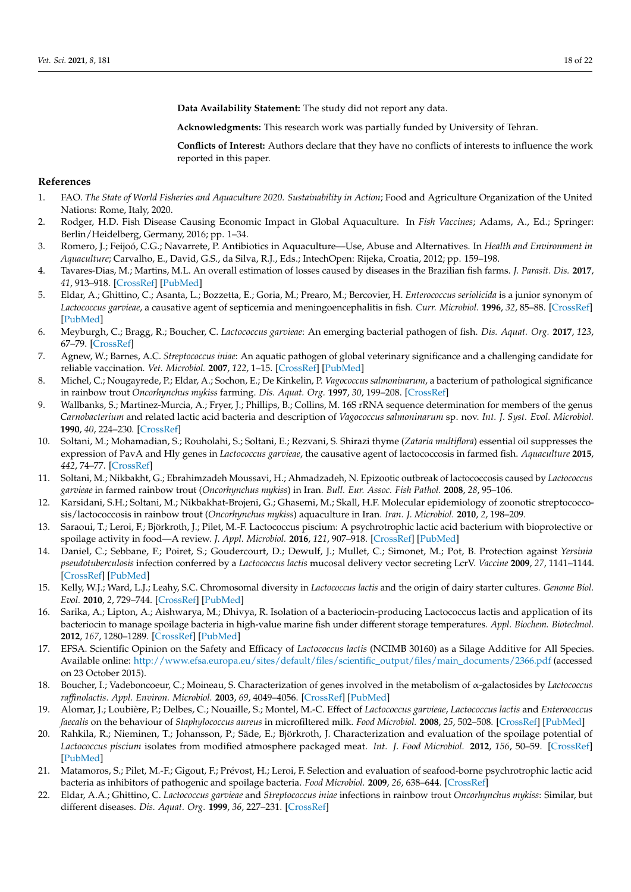**Data Availability Statement:** The study did not report any data.

**Acknowledgments:** This research work was partially funded by University of Tehran.

**Conflicts of Interest:** Authors declare that they have no conflicts of interests to influence the work reported in this paper.

## References

1. FAO. *The State of World Fisheries and Aquaculture 2020. Sustainability in Action*; Food and Agriculture Organization of the United Nations: Rome, Italy, 2020.
2. Rodger, H.D. Fish Disease Causing Economic Impact in Global Aquaculture. In *Fish Vaccines*; Adams, A., Ed.; Springer: Berlin/Heidelberg, Germany, 2016; pp. 1–34.
3. Romero, J.; Feijoó, C.G.; Navarrete, P. Antibiotics in Aquaculture—Use, Abuse and Alternatives. In *Health and Environment in Aquaculture*; Carvalho, E., David, G.S., da Silva, R.J., Eds.; IntechOpen: Rijeka, Croatia, 2012; pp. 159–198.
4. Tavares-Dias, M.; Martins, M.L. An overall estimation of losses caused by diseases in the Brazilian fish farms. *J. Parasit. Dis.* **2017**, *41*, 913–918. [CrossRef] [PubMed]
5. Eldar, A.; Ghittino, C.; Asanta, L.; Bozzetta, E.; Goria, M.; Prearo, M.; Bercovier, H. *Enterococcus seriolicida* is a junior synonym of *Lactococcus garvieae*, a causative agent of septicemia and meningoencephalitis in fish. *Curr. Microbiol.* **1996**, *32*, 85–88. [CrossRef] [PubMed]
6. Meyburgh, C.; Bragg, R.; Boucher, C. *Lactococcus garvieae*: An emerging bacterial pathogen of fish. *Dis. Aquat. Org.* **2017**, *123*, 67–79. [CrossRef]
7. Agnew, W.; Barnes, A.C. *Streptococcus iniae*: An aquatic pathogen of global veterinary significance and a challenging candidate for reliable vaccination. *Vet. Microbiol.* **2007**, *122*, 1–15. [CrossRef] [PubMed]
8. Michel, C.; Nougayrede, P.; Eldar, A.; Sochon, E.; De Kinkelin, P. *Vagococcus salmoninarum*, a bacterium of pathological significance in rainbow trout *Oncorhynchus mykiss* farming. *Dis. Aquat. Org.* **1997**, *30*, 199–208. [CrossRef]
9. Wallbanks, S.; Martinez-Murcia, A.; Fryer, J.; Phillips, B.; Collins, M. 16S rRNA sequence determination for members of the genus *Carnobacterium* and related lactic acid bacteria and description of *Vagococcus salmoninarum* sp. nov. *Int. J. Syst. Evol. Microbiol.* **1990**, *40*, 224–230. [CrossRef]
10. Soltani, M.; Mohamadian, S.; Rouholahi, S.; Soltani, E.; Rezvani, S. Shirazi thyme (*Zataria multiflora*) essential oil suppresses the expression of PavA and Hly genes in *Lactococcus garvieae*, the causative agent of lactococcosis in farmed fish. *Aquaculture* **2015**, *442*, 74–77. [CrossRef]
11. Soltani, M.; Nikbakht, G.; Ebrahimzadeh Moussavi, H.; Ahmadzadeh, N. Epizootic outbreak of lactococcosis caused by *Lactococcus garvieae* in farmed rainbow trout (*Oncorhynchus mykiss*) in Iran. *Bull. Eur. Assoc. Fish Pathol.* **2008**, *28*, 95–106.
12. Karsidani, S.H.; Soltani, M.; Nikbakhat-Brojeni, G.; Ghasemi, M.; Skall, H.F. Molecular epidemiology of zoonotic streptococcosis/lactococcosis in rainbow trout (*Oncorhynchus mykiss*) aquaculture in Iran. *Iran. J. Microbiol.* **2010**, *2*, 198–209.
13. Saraoui, T.; Leroi, F.; Björkroth, J.; Pilet, M.-F. Lactococcus piscium: A psychrotrophic lactic acid bacterium with bioprotective or spoilage activity in food—A review. *J. Appl. Microbiol.* **2016**, *121*, 907–918. [CrossRef] [PubMed]
14. Daniel, C.; Sebbane, F.; Poiret, S.; Goudercourt, D.; Dewulf, J.; Mullet, C.; Simonet, M.; Pot, B. Protection against *Yersinia pseudotuberculosis* infection conferred by a *Lactococcus lactis* mucosal delivery vector secreting LcrV. *Vaccine* **2009**, *27*, 1141–1144. [CrossRef] [PubMed]
15. Kelly, W.J.; Ward, L.J.; Leahy, S.C. Chromosomal diversity in *Lactococcus lactis* and the origin of dairy starter cultures. *Genome Biol. Evol.* **2010**, *2*, 729–744. [CrossRef] [PubMed]
16. Sarika, A.; Lipton, A.; Aishwarya, M.; Dhivya, R. Isolation of a bacteriocin-producing Lactococcus lactis and application of its bacteriocin to manage spoilage bacteria in high-value marine fish under different storage temperatures. *Appl. Biochem. Biotechnol.* **2012**, *167*, 1280–1289. [CrossRef] [PubMed]
17. EFSA. Scientific Opinion on the Safety and Efficacy of *Lactococcus lactis* (NCIMB 30160) as a Silage Additive for All Species. Available online: http://www.efsa.europa.eu/sites/default/files/scientific_output/files/main_documents/2366.pdf (accessed on 23 October 2015).
18. Boucher, I.; Vadeboncoeur, C.; Moineau, S. Characterization of genes involved in the metabolism of α-galactosides by *Lactococcus raffinolactis*. *Appl. Environ. Microbiol.* **2003**, *69*, 4049–4056. [CrossRef] [PubMed]
19. Alomar, J.; Loubière, P.; Delbes, C.; Nouaille, S.; Montel, M.-C. Effect of *Lactococcus garvieae*, *Lactococcus lactis* and *Enterococcus faecalis* on the behaviour of *Staphylococcus aureus* in microfiltered milk. *Food Microbiol.* **2008**, *25*, 502–508. [CrossRef] [PubMed]
20. Rahkila, R.; Nieminen, T.; Johansson, P.; Säde, E.; Björkroth, J. Characterization and evaluation of the spoilage potential of *Lactococcus piscium* isolates from modified atmosphere packaged meat. *Int. J. Food Microbiol.* **2012**, *156*, 50–59. [CrossRef] [PubMed]
21. Matamoros, S.; Pilet, M.-F.; Gigout, F.; Prévost, H.; Leroi, F. Selection and evaluation of seafood-borne psychrotrophic lactic acid bacteria as inhibitors of pathogenic and spoilage bacteria. *Food Microbiol.* **2009**, *26*, 638–644. [CrossRef]
22. Eldar, A.A.; Ghittino, C. *Lactococcus garvieae* and *Streptococcus iniae* infections in rainbow trout *Oncorhynchus mykiss*: Similar, but different diseases. *Dis. Aquat. Org.* **1999**, *36*, 227–231. [CrossRef]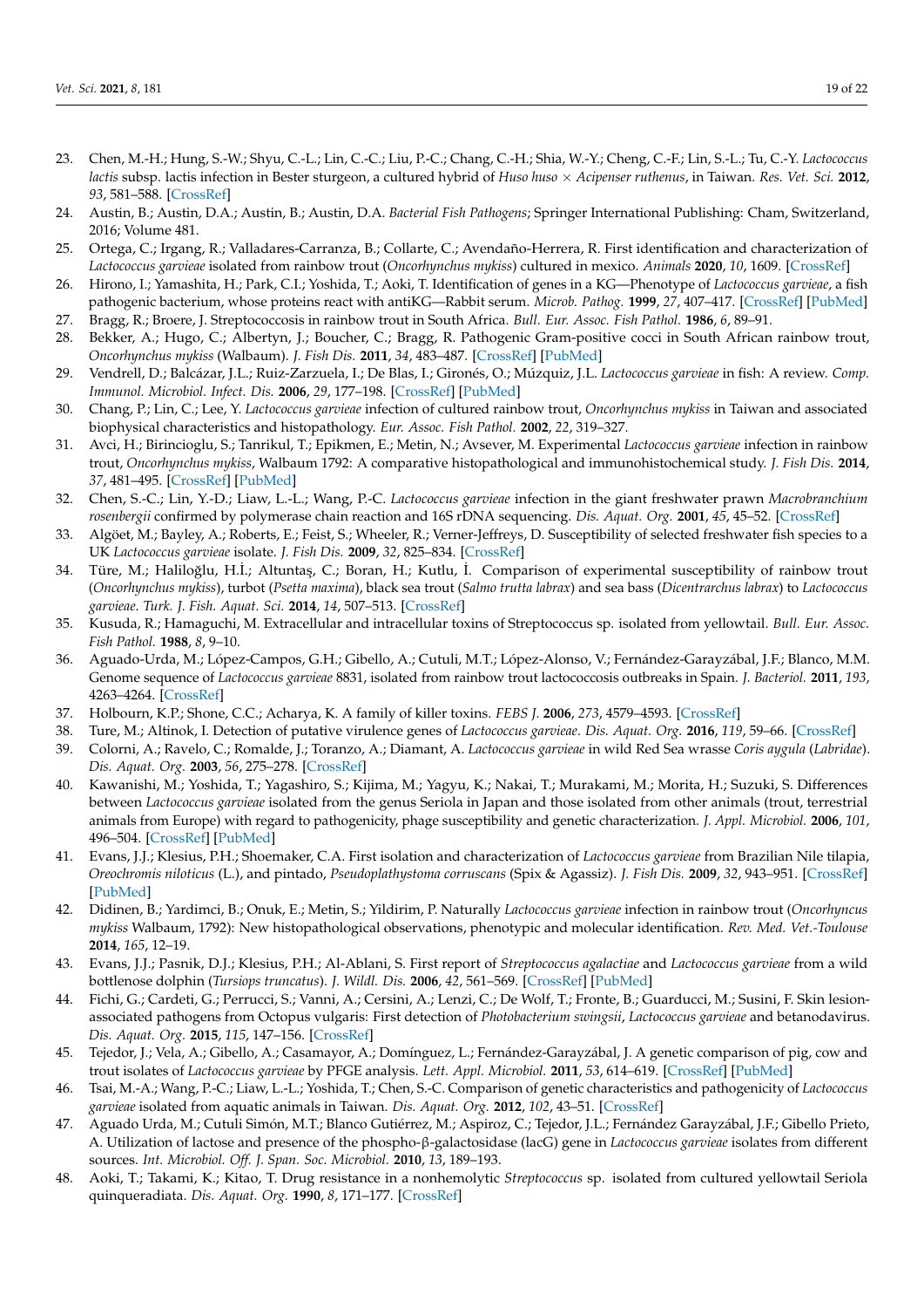23. Chen, M.-H.; Hung, S.-W.; Shyu, C.-L.; Lin, C.-C.; Liu, P.-C.; Chang, C.-H.; Shia, W.-Y.; Cheng, C.-F.; Lin, S.-L.; Tu, C.-Y. *Lactococcus lactis* subsp. lactis infection in Bester sturgeon, a cultured hybrid of *Huso huso* × *Acipenser ruthenus*, in Taiwan. *Res. Vet. Sci.* **2012**, *93*, 581–588. [CrossRef]
24. Austin, B.; Austin, D.A.; Austin, B.; Austin, D.A. *Bacterial Fish Pathogens*; Springer International Publishing: Cham, Switzerland, 2016; Volume 481.
25. Ortega, C.; Irgang, R.; Valladares-Carranza, B.; Collarte, C.; Avendaño-Herrera, R. First identification and characterization of *Lactococcus garvieae* isolated from rainbow trout (*Oncorhynchus mykiss*) cultured in mexico. *Animals* **2020**, *10*, 1609. [CrossRef]
26. Hirono, I.; Yamashita, H.; Park, C.I.; Yoshida, T.; Aoki, T. Identification of genes in a KG—Phenotype of *Lactococcus garvieae*, a fish pathogenic bacterium, whose proteins react with antiKG—Rabbit serum. *Microb. Pathog.* **1999**, *27*, 407–417. [CrossRef] [PubMed]
27. Bragg, R.; Broere, J. Streptococcosis in rainbow trout in South Africa. *Bull. Eur. Assoc. Fish Pathol.* **1986**, *6*, 89–91.
28. Bekker, A.; Hugo, C.; Albertyn, J.; Boucher, C.; Bragg, R. Pathogenic Gram-positive cocci in South African rainbow trout, *Oncorhynchus mykiss* (Walbaum). *J. Fish Dis.* **2011**, *34*, 483–487. [CrossRef] [PubMed]
29. Vendrell, D.; Balcázar, J.L.; Ruiz-Zarzuela, I.; De Blas, I.; Gironés, O.; Múzquiz, J.L. *Lactococcus garvieae* in fish: A review. *Comp. Immunol. Microbiol. Infect. Dis.* **2006**, *29*, 177–198. [CrossRef] [PubMed]
30. Chang, P.; Lin, C.; Lee, Y. *Lactococcus garvieae* infection of cultured rainbow trout, *Oncorhynchus mykiss* in Taiwan and associated biophysical characteristics and histopathology. *Eur. Assoc. Fish Pathol.* **2002**, *22*, 319–327.
31. Avci, H.; Birincioglu, S.; Tanrikul, T.; Epikmen, E.; Metin, N.; Avsever, M. Experimental *Lactococcus garvieae* infection in rainbow trout, *Oncorhynchus mykiss*, Walbaum 1792: A comparative histopathological and immunohistochemical study. *J. Fish Dis.* **2014**, *37*, 481–495. [CrossRef] [PubMed]
32. Chen, S.-C.; Lin, Y.-D.; Liaw, L.-L.; Wang, P.-C. *Lactococcus garvieae* infection in the giant freshwater prawn *Macrobranchium rosenbergii* confirmed by polymerase chain reaction and 16S rDNA sequencing. *Dis. Aquat. Org.* **2001**, *45*, 45–52. [CrossRef]
33. Algöet, M.; Bayley, A.; Roberts, E.; Feist, S.; Wheeler, R.; Verner-Jeffreys, D. Susceptibility of selected freshwater fish species to a UK *Lactococcus garvieae* isolate. *J. Fish Dis.* **2009**, *32*, 825–834. [CrossRef]
34. Türe, M.; Haliloğlu, H.İ.; Altuntaş, C.; Boran, H.; Kutlu, İ. Comparison of experimental susceptibility of rainbow trout (*Oncorhynchus mykiss*), turbot (*Psetta maxima*), black sea trout (*Salmo trutta labrax*) and sea bass (*Dicentrarchus labrax*) to *Lactococcus garvieae*. *Turk. J. Fish. Aquat. Sci.* **2014**, *14*, 507–513. [CrossRef]
35. Kusuda, R.; Hamaguchi, M. Extracellular and intracellular toxins of Streptococcus sp. isolated from yellowtail. *Bull. Eur. Assoc. Fish Pathol.* **1988**, *8*, 9–10.
36. Aguado-Urda, M.; López-Campos, G.H.; Gibello, A.; Cutuli, M.T.; López-Alonso, V.; Fernández-Garayzábal, J.F.; Blanco, M.M. Genome sequence of *Lactococcus garvieae* 8831, isolated from rainbow trout lactococcosis outbreaks in Spain. *J. Bacteriol.* **2011**, *193*, 4263–4264. [CrossRef]
37. Holbourn, K.P.; Shone, C.C.; Acharya, K. A family of killer toxins. *FEBS J.* **2006**, *273*, 4579–4593. [CrossRef]
38. Ture, M.; Altinok, I. Detection of putative virulence genes of *Lactococcus garvieae*. *Dis. Aquat. Org.* **2016**, *119*, 59–66. [CrossRef]
39. Colorni, A.; Ravelo, C.; Romalde, J.; Toranzo, A.; Diamant, A. *Lactococcus garvieae* in wild Red Sea wrasse *Coris aygula* (*Labridae*). *Dis. Aquat. Org.* **2003**, *56*, 275–278. [CrossRef]
40. Kawanishi, M.; Yoshida, T.; Yagashiro, S.; Kijima, M.; Yagyu, K.; Nakai, T.; Murakami, M.; Morita, H.; Suzuki, S. Differences between *Lactococcus garvieae* isolated from the genus Seriola in Japan and those isolated from other animals (trout, terrestrial animals from Europe) with regard to pathogenicity, phage susceptibility and genetic characterization. *J. Appl. Microbiol.* **2006**, *101*, 496–504. [CrossRef] [PubMed]
41. Evans, J.J.; Klesius, P.H.; Shoemaker, C.A. First isolation and characterization of *Lactococcus garvieae* from Brazilian Nile tilapia, *Oreochromis niloticus* (L.), and pintado, *Pseudoplathystoma corruscans* (Spix & Agassiz). *J. Fish Dis.* **2009**, *32*, 943–951. [CrossRef] [PubMed]
42. Didinen, B.; Yardimci, B.; Onuk, E.; Metin, S.; Yildirim, P. Naturally *Lactococcus garvieae* infection in rainbow trout (*Oncorhyncus mykiss* Walbaum, 1792): New histopathological observations, phenotypic and molecular identification. *Rev. Med. Vet.-Toulouse* **2014**, *165*, 12–19.
43. Evans, J.J.; Pasnik, D.J.; Klesius, P.H.; Al-Ablani, S. First report of *Streptococcus agalactiae* and *Lactococcus garvieae* from a wild bottlenose dolphin (*Tursiops truncatus*). *J. Wildl. Dis.* **2006**, *42*, 561–569. [CrossRef] [PubMed]
44. Fichi, G.; Cardeti, G.; Perrucci, S.; Vanni, A.; Cersini, A.; Lenzi, C.; De Wolf, T.; Fronte, B.; Guarducci, M.; Susini, F. Skin lesion-associated pathogens from Octopus vulgaris: First detection of *Photobacterium swingsii*, *Lactococcus garvieae* and betanodavirus. *Dis. Aquat. Org.* **2015**, *115*, 147–156. [CrossRef]
45. Tejedor, J.; Vela, A.; Gibello, A.; Casamayor, A.; Domínguez, L.; Fernández-Garayzábal, J. A genetic comparison of pig, cow and trout isolates of *Lactococcus garvieae* by PFGE analysis. *Lett. Appl. Microbiol.* **2011**, *53*, 614–619. [CrossRef] [PubMed]
46. Tsai, M.-A.; Wang, P.-C.; Liaw, L.-L.; Yoshida, T.; Chen, S.-C. Comparison of genetic characteristics and pathogenicity of *Lactococcus garvieae* isolated from aquatic animals in Taiwan. *Dis. Aquat. Org.* **2012**, *102*, 43–51. [CrossRef]
47. Aguado Urda, M.; Cutuli Simón, M.T.; Blanco Gutiérrez, M.; Aspiroz, C.; Tejedor, J.L.; Fernández Garayzábal, J.F.; Gibello Prieto, A. Utilization of lactose and presence of the phospho-β-galactosidase (lacG) gene in *Lactococcus garvieae* isolates from different sources. *Int. Microbiol. Off. J. Span. Soc. Microbiol.* **2010**, *13*, 189–193.
48. Aoki, T.; Takami, K.; Kitao, T. Drug resistance in a nonhemolytic *Streptococcus* sp. isolated from cultured yellowtail Seriola quinqueradiata. *Dis. Aquat. Org.* **1990**, *8*, 171–177. [CrossRef]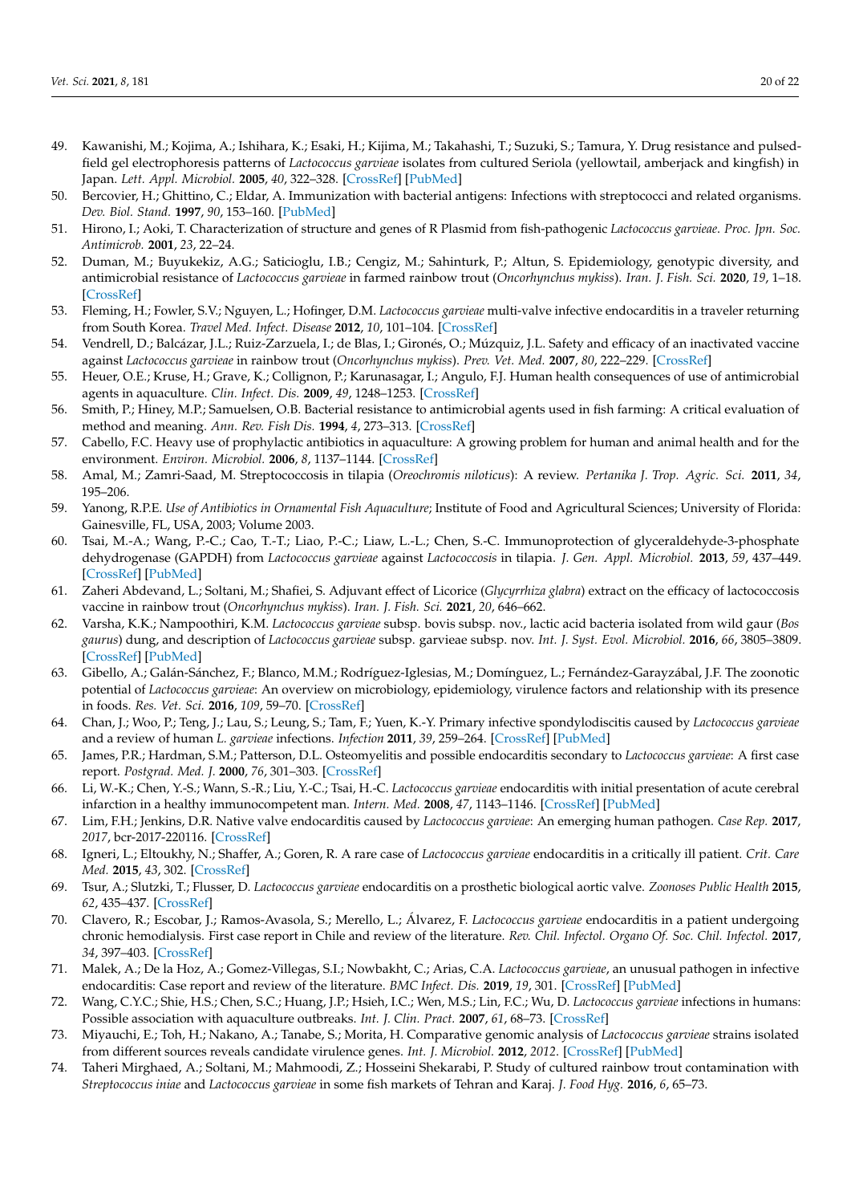49. Kawanishi, M.; Kojima, A.; Ishihara, K.; Esaki, H.; Kijima, M.; Takahashi, T.; Suzuki, S.; Tamura, Y. Drug resistance and pulsed-field gel electrophoresis patterns of *Lactococcus garvieae* isolates from cultured Seriola (yellowtail, amberjack and kingfish) in Japan. *Lett. Appl. Microbiol.* **2005**, *40*, 322–328. [CrossRef] [PubMed]
50. Bercovier, H.; Ghittino, C.; Eldar, A. Immunization with bacterial antigens: Infections with streptococci and related organisms. *Dev. Biol. Stand.* **1997**, *90*, 153–160. [PubMed]
51. Hirono, I.; Aoki, T. Characterization of structure and genes of R Plasmid from fish-pathogenic *Lactococcus garvieae*. *Proc. Jpn. Soc. Antimicrob.* **2001**, *23*, 22–24.
52. Duman, M.; Buyukekiz, A.G.; Saticioglu, I.B.; Cengiz, M.; Sahinturk, P.; Altun, S. Epidemiology, genotypic diversity, and antimicrobial resistance of *Lactococcus garvieae* in farmed rainbow trout (*Oncorhynchus mykiss*). *Iran. J. Fish. Sci.* **2020**, *19*, 1–18. [CrossRef]
53. Fleming, H.; Fowler, S.V.; Nguyen, L.; Hofinger, D.M. *Lactococcus garvieae* multi-valve infective endocarditis in a traveler returning from South Korea. *Travel Med. Infect. Disease* **2012**, *10*, 101–104. [CrossRef]
54. Vendrell, D.; Balcázar, J.L.; Ruiz-Zarzuela, I.; de Blas, I.; Gironés, O.; Múzquiz, J.L. Safety and efficacy of an inactivated vaccine against *Lactococcus garvieae* in rainbow trout (*Oncorhynchus mykiss*). *Prev. Vet. Med.* **2007**, *80*, 222–229. [CrossRef]
55. Heuer, O.E.; Kruse, H.; Grave, K.; Collignon, P.; Karunasagar, I.; Angulo, F.J. Human health consequences of use of antimicrobial agents in aquaculture. *Clin. Infect. Dis.* **2009**, *49*, 1248–1253. [CrossRef]
56. Smith, P.; Hiney, M.P.; Samuelsen, O.B. Bacterial resistance to antimicrobial agents used in fish farming: A critical evaluation of method and meaning. *Ann. Rev. Fish Dis.* **1994**, *4*, 273–313. [CrossRef]
57. Cabello, F.C. Heavy use of prophylactic antibiotics in aquaculture: A growing problem for human and animal health and for the environment. *Environ. Microbiol.* **2006**, *8*, 1137–1144. [CrossRef]
58. Amal, M.; Zamri-Saad, M. Streptococcosis in tilapia (*Oreochromis niloticus*): A review. *Pertanika J. Trop. Agric. Sci.* **2011**, *34*, 195–206.
59. Yanong, R.P.E. *Use of Antibiotics in Ornamental Fish Aquaculture*; Institute of Food and Agricultural Sciences; University of Florida: Gainesville, FL, USA, 2003; Volume 2003.
60. Tsai, M.-A.; Wang, P.-C.; Cao, T.-T.; Liao, P.-C.; Liaw, L.-L.; Chen, S.-C. Immunoprotection of glyceraldehyde-3-phosphate dehydrogenase (GAPDH) from *Lactococcus garvieae* against *Lactococcosis* in tilapia. *J. Gen. Appl. Microbiol.* **2013**, *59*, 437–449. [CrossRef] [PubMed]
61. Zaheri Abdevand, L.; Soltani, M.; Shafiei, S. Adjuvant effect of Licorice (*Glycyrrhiza glabra*) extract on the efficacy of lactococcosis vaccine in rainbow trout (*Oncorhynchus mykiss*). *Iran. J. Fish. Sci.* **2021**, *20*, 646–662.
62. Varsha, K.K.; Nampoothiri, K.M. *Lactococcus garvieae* subsp. bovis subsp. nov., lactic acid bacteria isolated from wild gaur (*Bos gaurus*) dung, and description of *Lactococcus garvieae* subsp. garvieae subsp. nov. *Int. J. Syst. Evol. Microbiol.* **2016**, *66*, 3805–3809. [CrossRef] [PubMed]
63. Gibello, A.; Galán-Sánchez, F.; Blanco, M.M.; Rodríguez-Iglesias, M.; Domínguez, L.; Fernández-Garayzábal, J.F. The zoonotic potential of *Lactococcus garvieae*: An overview on microbiology, epidemiology, virulence factors and relationship with its presence in foods. *Res. Vet. Sci.* **2016**, *109*, 59–70. [CrossRef]
64. Chan, J.; Woo, P.; Teng, J.; Lau, S.; Leung, S.; Tam, F.; Yuen, K.-Y. Primary infective spondylodiscitis caused by *Lactococcus garvieae* and a review of human *L. garvieae* infections. *Infection* **2011**, *39*, 259–264. [CrossRef] [PubMed]
65. James, P.R.; Hardman, S.M.; Patterson, D.L. Osteomyelitis and possible endocarditis secondary to *Lactococcus garvieae*: A first case report. *Postgrad. Med. J.* **2000**, *76*, 301–303. [CrossRef]
66. Li, W.-K.; Chen, Y.-S.; Wann, S.-R.; Liu, Y.-C.; Tsai, H.-C. *Lactococcus garvieae* endocarditis with initial presentation of acute cerebral infarction in a healthy immunocompetent man. *Intern. Med.* **2008**, *47*, 1143–1146. [CrossRef] [PubMed]
67. Lim, F.H.; Jenkins, D.R. Native valve endocarditis caused by *Lactococcus garvieae*: An emerging human pathogen. *Case Rep.* **2017**, *2017*, bcr-2017-220116. [CrossRef]
68. Igneri, L.; Eltoukhy, N.; Shaffer, A.; Goren, R. A rare case of *Lactococcus garvieae* endocarditis in a critically ill patient. *Crit. Care Med.* **2015**, *43*, 302. [CrossRef]
69. Tsur, A.; Slutzki, T.; Flusser, D. *Lactococcus garvieae* endocarditis on a prosthetic biological aortic valve. *Zoonoses Public Health* **2015**, *62*, 435–437. [CrossRef]
70. Clavero, R.; Escobar, J.; Ramos-Avasola, S.; Merello, L.; Álvarez, F. *Lactococcus garvieae* endocarditis in a patient undergoing chronic hemodialysis. First case report in Chile and review of the literature. *Rev. Chil. Infectol. Organo Of. Soc. Chil. Infectol.* **2017**, *34*, 397–403. [CrossRef]
71. Malek, A.; De la Hoz, A.; Gomez-Villegas, S.I.; Nowbakht, C.; Arias, C.A. *Lactococcus garvieae*, an unusual pathogen in infective endocarditis: Case report and review of the literature. *BMC Infect. Dis.* **2019**, *19*, 301. [CrossRef] [PubMed]
72. Wang, C.Y.C.; Shie, H.S.; Chen, S.C.; Huang, J.P.; Hsieh, I.C.; Wen, M.S.; Lin, F.C.; Wu, D. *Lactococcus garvieae* infections in humans: Possible association with aquaculture outbreaks. *Int. J. Clin. Pract.* **2007**, *61*, 68–73. [CrossRef]
73. Miyauchi, E.; Toh, H.; Nakano, A.; Tanabe, S.; Morita, H. Comparative genomic analysis of *Lactococcus garvieae* strains isolated from different sources reveals candidate virulence genes. *Int. J. Microbiol.* **2012**, *2012*. [CrossRef] [PubMed]
74. Taheri Mirghaed, A.; Soltani, M.; Mahmoodi, Z.; Hosseini Shekarabi, P. Study of cultured rainbow trout contamination with *Streptococcus iniae* and *Lactococcus garvieae* in some fish markets of Tehran and Karaj. *J. Food Hyg.* **2016**, *6*, 65–73.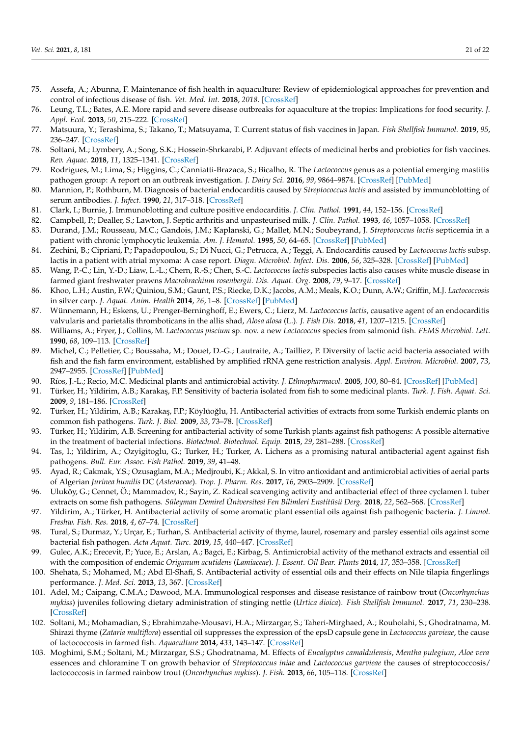75. Assefa, A.; Abunna, F. Maintenance of fish health in aquaculture: Review of epidemiological approaches for prevention and control of infectious disease of fish. *Vet. Med. Int.* **2018**, *2018*. [CrossRef]
76. Leung, T.L.; Bates, A.E. More rapid and severe disease outbreaks for aquaculture at the tropics: Implications for food security. *J. Appl. Ecol.* **2013**, *50*, 215–222. [CrossRef]
77. Matsuura, Y.; Terashima, S.; Takano, T.; Matsuyama, T. Current status of fish vaccines in Japan. *Fish Shellfish Immunol.* **2019**, *95*, 236–247. [CrossRef]
78. Soltani, M.; Lymbery, A.; Song, S.K.; Hossein-Shrkarabi, P. Adjuvant effects of medicinal herbs and probiotics for fish vaccines. *Rev. Aquac.* **2018**, *11*, 1325–1341. [CrossRef]
79. Rodrigues, M.; Lima, S.; Higgins, C.; Canniatti-Brazaca, S.; Bicalho, R. The *Lactococcus* genus as a potential emerging mastitis pathogen group: A report on an outbreak investigation. *J. Dairy Sci.* **2016**, *99*, 9864–9874. [CrossRef] [PubMed]
80. Mannion, P.; Rothburn, M. Diagnosis of bacterial endocarditis caused by *Streptococcus lactis* and assisted by immunoblotting of serum antibodies. *J. Infect.* **1990**, *21*, 317–318. [CrossRef]
81. Clark, I.; Burnie, J. Immunoblotting and culture positive endocarditis. *J. Clin. Pathol.* **1991**, *44*, 152–156. [CrossRef]
82. Campbell, P.; Dealler, S.; Lawton, J. Septic arthritis and unpasteurised milk. *J. Clin. Pathol.* **1993**, *46*, 1057–1058. [CrossRef]
83. Durand, J.M.; Rousseau, M.C.; Gandois, J.M.; Kaplanski, G.; Mallet, M.N.; Soubeyrand, J. *Streptococcus lactis* septicemia in a patient with chronic lymphocytic leukemia. *Am. J. Hematol.* **1995**, *50*, 64–65. [CrossRef] [PubMed]
84. Zechini, B.; Cipriani, P.; Papadopoulou, S.; Di Nucci, G.; Petrucca, A.; Teggi, A. Endocarditis caused by *Lactococcus lactis* subsp. lactis in a patient with atrial myxoma: A case report. *Diagn. Microbiol. Infect. Dis.* **2006**, *56*, 325–328. [CrossRef] [PubMed]
85. Wang, P.-C.; Lin, Y.-D.; Liaw, L.-L.; Chern, R.-S.; Chen, S.-C. *Lactococcus lactis* subspecies lactis also causes white muscle disease in farmed giant freshwater prawns *Macrobrachium rosenbergii*. *Dis. Aquat. Org.* **2008**, *79*, 9–17. [CrossRef]
86. Khoo, L.H.; Austin, F.W.; Quiniou, S.M.; Gaunt, P.S.; Riecke, D.K.; Jacobs, A.M.; Meals, K.O.; Dunn, A.W.; Griffin, M.J. *Lactococcosis* in silver carp. *J. Aquat. Anim. Health* **2014**, *26*, 1–8. [CrossRef] [PubMed]
87. Wünnemann, H.; Eskens, U.; Prenger-Berninghoff, E.; Ewers, C.; Lierz, M. *Lactococcus lactis*, causative agent of an endocarditis valvularis and parietalis thromboticans in the allis shad, *Alosa alosa* (L.). *J. Fish Dis.* **2018**, *41*, 1207–1215. [CrossRef]
88. Williams, A.; Fryer, J.; Collins, M. *Lactococcus piscium* sp. nov. a new *Lactococcus* species from salmonid fish. *FEMS Microbiol. Lett.* **1990**, *68*, 109–113. [CrossRef]
89. Michel, C.; Pelletier, C.; Boussaha, M.; Douet, D.-G.; Lautraite, A.; Tailliez, P. Diversity of lactic acid bacteria associated with fish and the fish farm environment, established by amplified rRNA gene restriction analysis. *Appl. Environ. Microbiol.* **2007**, *73*, 2947–2955. [CrossRef] [PubMed]
90. Ríos, J.-L.; Recio, M.C. Medicinal plants and antimicrobial activity. *J. Ethnopharmacol.* **2005**, *100*, 80–84. [CrossRef] [PubMed]
91. Türker, H.; Yildirim, A.B.; Karakaş, F.P. Sensitivity of bacteria isolated from fish to some medicinal plants. *Turk. J. Fish. Aquat. Sci.* **2009**, *9*, 181–186. [CrossRef]
92. Türker, H.; Yildirim, A.B.; Karakaş, F.P.; Köylüoğlu, H. Antibacterial activities of extracts from some Turkish endemic plants on common fish pathogens. *Turk. J. Biol.* **2009**, *33*, 73–78. [CrossRef]
93. Türker, H.; Yildirim, A.B. Screening for antibacterial activity of some Turkish plants against fish pathogens: A possible alternative in the treatment of bacterial infections. *Biotechnol. Biotechnol. Equip.* **2015**, *29*, 281–288. [CrossRef]
94. Tas, I.; Yildirim, A.; Ozyigitoglu, G.; Turker, H.; Turker, A. Lichens as a promising natural antibacterial agent against fish pathogens. *Bull. Eur. Assoc. Fish Pathol.* **2019**, *39*, 41–48.
95. Ayad, R.; Cakmak, Y.S.; Ozusaglam, M.A.; Medjroubi, K.; Akkal, S. In vitro antioxidant and antimicrobial activities of aerial parts of Algerian *Jurinea humilis* DC (*Asteraceae*). *Trop. J. Pharm. Res.* **2017**, *16*, 2903–2909. [CrossRef]
96. Uluköy, G.; Cennet, Ö.; Mammadov, R.; Sayin, Z. Radical scavenging activity and antibacterial effect of three cyclamen l. tuber extracts on some fish pathogens. *Süleyman Demirel Üniversitesi Fen Bilimleri Enstitüsü Derg.* **2018**, *22*, 562–568. [CrossRef]
97. Yildirim, A.; Türker, H. Antibacterial activity of some aromatic plant essential oils against fish pathogenic bacteria. *J. Limnol. Freshw. Fish. Res.* **2018**, *4*, 67–74. [CrossRef]
98. Tural, S.; Durmaz, Y.; Urçar, E.; Turhan, S. Antibacterial activity of thyme, laurel, rosemary and parsley essential oils against some bacterial fish pathogen. *Acta Aquat. Turc.* **2019**, *15*, 440–447. [CrossRef]
99. Gulec, A.K.; Erecevit, P.; Yuce, E.; Arslan, A.; Bagci, E.; Kirbag, S. Antimicrobial activity of the methanol extracts and essential oil with the composition of endemic *Origanum acutidens* (*Lamiaceae*). *J. Essent. Oil Bear. Plants* **2014**, *17*, 353–358. [CrossRef]
100. Shehata, S.; Mohamed, M.; Abd El-Shafi, S. Antibacterial activity of essential oils and their effects on Nile tilapia fingerlings performance. *J. Med. Sci.* **2013**, *13*, 367. [CrossRef]
101. Adel, M.; Caipang, C.M.A.; Dawood, M.A. Immunological responses and disease resistance of rainbow trout (*Oncorhynchus mykiss*) juveniles following dietary administration of stinging nettle (*Urtica dioica*). *Fish Shellfish Immunol.* **2017**, *71*, 230–238. [CrossRef]
102. Soltani, M.; Mohamadian, S.; Ebrahimzahe-Mousavi, H.A.; Mirzargar, S.; Taheri-Mirghaed, A.; Rouholahi, S.; Ghodratnama, M. Shirazi thyme (*Zataria multiflora*) essential oil suppresses the expression of the epsD capsule gene in *Lactococcus garvieae*, the cause of lactococcosis in farmed fish. *Aquaculture* **2014**, *433*, 143–147. [CrossRef]
103. Moghimi, S.M.; Soltani, M.; Mirzargar, S.S.; Ghodratnama, M. Effects of *Eucalyptus camaldulensis*, *Mentha pulegium*, *Aloe vera* essences and chloramine T on growth behavior of *Streptococcus iniae* and *Lactococcus garvieae* the causes of streptococcosis/lactococcosis in farmed rainbow trout (*Oncorhynchus mykiss*). *J. Fish.* **2013**, *66*, 105–118. [CrossRef]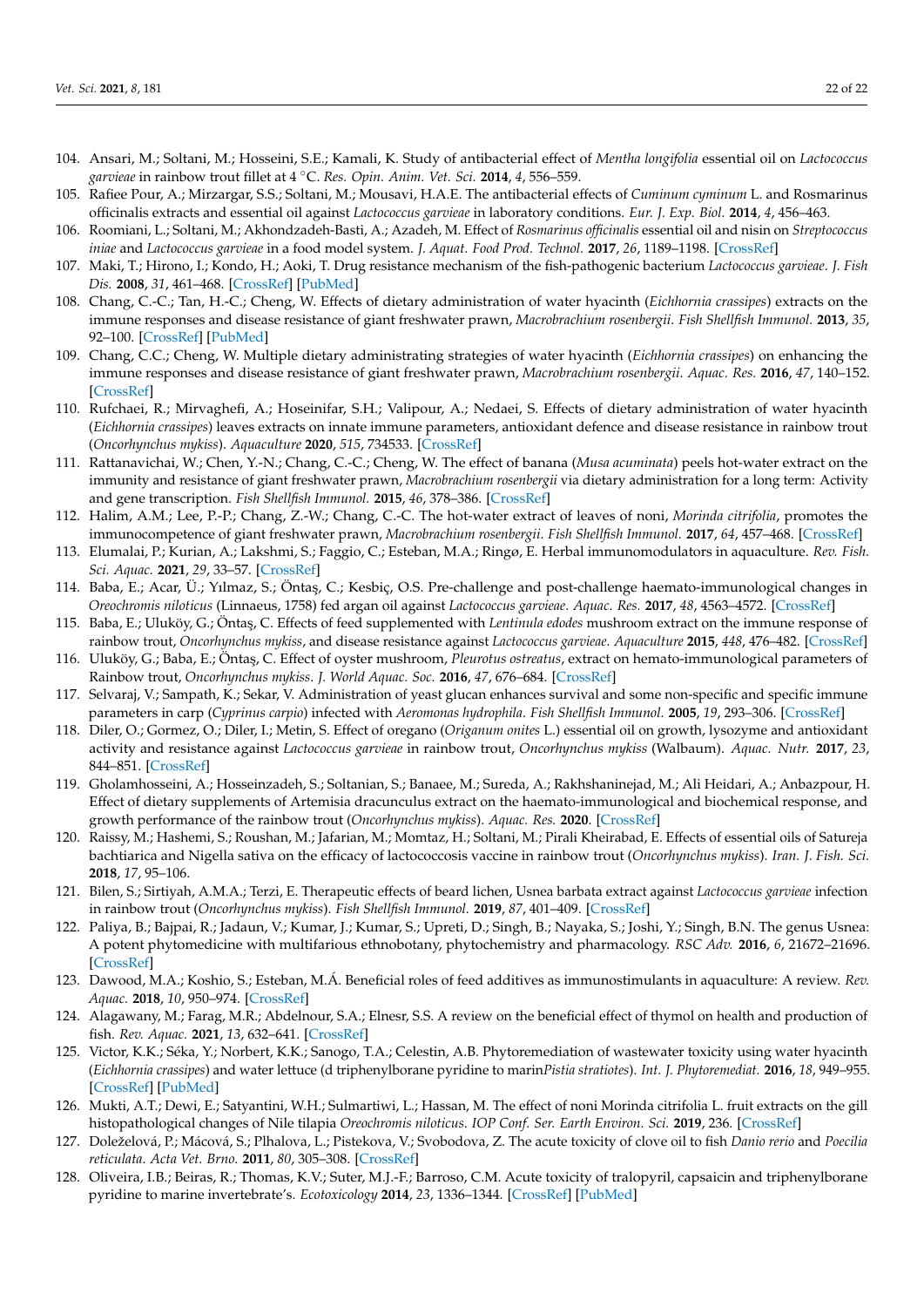104. Ansari, M.; Soltani, M.; Hosseini, S.E.; Kamali, K. Study of antibacterial effect of *Mentha longifolia* essential oil on *Lactococcus garvieae* in rainbow trout fillet at 4 °C. *Res. Opin. Anim. Vet. Sci.* **2014**, *4*, 556–559.
105. Rafiee Pour, A.; Mirzargar, S.S.; Soltani, M.; Mousavi, H.A.E. The antibacterial effects of *Cuminum cyminum* L. and Rosmarinus officinalis extracts and essential oil against *Lactococcus garvieae* in laboratory conditions. *Eur. J. Exp. Biol.* **2014**, *4*, 456–463.
106. Roomiani, L.; Soltani, M.; Akhondzadeh-Basti, A.; Azadeh, M. Effect of *Rosmarinus officinalis* essential oil and nisin on *Streptococcus iniae* and *Lactococcus garvieae* in a food model system. *J. Aquat. Food Prod. Technol.* **2017**, *26*, 1189–1198. [CrossRef]
107. Maki, T.; Hirono, I.; Kondo, H.; Aoki, T. Drug resistance mechanism of the fish-pathogenic bacterium *Lactococcus garvieae*. *J. Fish Dis.* **2008**, *31*, 461–468. [CrossRef] [PubMed]
108. Chang, C.-C.; Tan, H.-C.; Cheng, W. Effects of dietary administration of water hyacinth (*Eichhornia crassipes*) extracts on the immune responses and disease resistance of giant freshwater prawn, *Macrobrachium rosenbergii*. *Fish Shellfish Immunol.* **2013**, *35*, 92–100. [CrossRef] [PubMed]
109. Chang, C.C.; Cheng, W. Multiple dietary administrating strategies of water hyacinth (*Eichhornia crassipes*) on enhancing the immune responses and disease resistance of giant freshwater prawn, *Macrobrachium rosenbergii*. *Aquac. Res.* **2016**, *47*, 140–152. [CrossRef]
110. Rufchaei, R.; Mirvaghefi, A.; Hoseinifar, S.H.; Valipour, A.; Nedaei, S. Effects of dietary administration of water hyacinth (*Eichhornia crassipes*) leaves extracts on innate immune parameters, antioxidant defence and disease resistance in rainbow trout (*Oncorhynchus mykiss*). *Aquaculture* **2020**, *515*, 734533. [CrossRef]
111. Rattanavichai, W.; Chen, Y.-N.; Chang, C.-C.; Cheng, W. The effect of banana (*Musa acuminata*) peels hot-water extract on the immunity and resistance of giant freshwater prawn, *Macrobrachium rosenbergii* via dietary administration for a long term: Activity and gene transcription. *Fish Shellfish Immunol.* **2015**, *46*, 378–386. [CrossRef]
112. Halim, A.M.; Lee, P.-P.; Chang, Z.-W.; Chang, C.-C. The hot-water extract of leaves of noni, *Morinda citrifolia*, promotes the immunocompetence of giant freshwater prawn, *Macrobrachium rosenbergii*. *Fish Shellfish Immunol.* **2017**, *64*, 457–468. [CrossRef]
113. Elumalai, P.; Kurian, A.; Lakshmi, S.; Faggio, C.; Esteban, M.A.; Ringø, E. Herbal immunomodulators in aquaculture. *Rev. Fish. Sci. Aquac.* **2021**, *29*, 33–57. [CrossRef]
114. Baba, E.; Acar, Ü.; Yılmaz, S.; Öntaş, C.; Kesbiç, O.S. Pre-challenge and post-challenge haemato-immunological changes in *Oreochromis niloticus* (Linnaeus, 1758) fed argan oil against *Lactococcus garvieae*. *Aquac. Res.* **2017**, *48*, 4563–4572. [CrossRef]
115. Baba, E.; Uluköy, G.; Öntaş, C. Effects of feed supplemented with *Lentinula edodes* mushroom extract on the immune response of rainbow trout, *Oncorhynchus mykiss*, and disease resistance against *Lactococcus garvieae*. *Aquaculture* **2015**, *448*, 476–482. [CrossRef]
116. Uluköy, G.; Baba, E.; Öntaş, C. Effect of oyster mushroom, *Pleurotus ostreatus*, extract on hemato-immunological parameters of Rainbow trout, *Oncorhynchus mykiss*. *J. World Aquac. Soc.* **2016**, *47*, 676–684. [CrossRef]
117. Selvaraj, V.; Sampath, K.; Sekar, V. Administration of yeast glucan enhances survival and some non-specific and specific immune parameters in carp (*Cyprinus carpio*) infected with *Aeromonas hydrophila*. *Fish Shellfish Immunol.* **2005**, *19*, 293–306. [CrossRef]
118. Diler, O.; Gormez, O.; Diler, I.; Metin, S. Effect of oregano (*Origanum onites* L.) essential oil on growth, lysozyme and antioxidant activity and resistance against *Lactococcus garvieae* in rainbow trout, *Oncorhynchus mykiss* (Walbaum). *Aquac. Nutr.* **2017**, *23*, 844–851. [CrossRef]
119. Gholamhosseini, A.; Hosseinzadeh, S.; Soltanian, S.; Banaee, M.; Sureda, A.; Rakhshaninejad, M.; Ali Heidari, A.; Anbazpour, H. Effect of dietary supplements of Artemisia dracunculus extract on the haemato-immunological and biochemical response, and growth performance of the rainbow trout (*Oncorhynchus mykiss*). *Aquac. Res.* **2020**. [CrossRef]
120. Raissy, M.; Hashemi, S.; Roushan, M.; Jafarian, M.; Momtaz, H.; Soltani, M.; Pirali Kheirabad, E. Effects of essential oils of Satureja bachtiarica and Nigella sativa on the efficacy of lactococcosis vaccine in rainbow trout (*Oncorhynchus mykiss*). *Iran. J. Fish. Sci.* **2018**, *17*, 95–106.
121. Bilen, S.; Sirtiyah, A.M.A.; Terzi, E. Therapeutic effects of beard lichen, Usnea barbata extract against *Lactococcus garvieae* infection in rainbow trout (*Oncorhynchus mykiss*). *Fish Shellfish Immunol.* **2019**, *87*, 401–409. [CrossRef]
122. Paliya, B.; Bajpai, R.; Jadaun, V.; Kumar, J.; Kumar, S.; Upreti, D.; Singh, B.; Nayaka, S.; Joshi, Y.; Singh, B.N. The genus Usnea: A potent phytomedicine with multifarious ethnobotany, phytochemistry and pharmacology. *RSC Adv.* **2016**, *6*, 21672–21696. [CrossRef]
123. Dawood, M.A.; Koshio, S.; Esteban, M.Á. Beneficial roles of feed additives as immunostimulants in aquaculture: A review. *Rev. Aquac.* **2018**, *10*, 950–974. [CrossRef]
124. Alagawany, M.; Farag, M.R.; Abdelnour, S.A.; Elnesr, S.S. A review on the beneficial effect of thymol on health and production of fish. *Rev. Aquac.* **2021**, *13*, 632–641. [CrossRef]
125. Victor, K.K.; Séka, Y.; Norbert, K.K.; Sanogo, T.A.; Celestin, A.B. Phytoremediation of wastewater toxicity using water hyacinth (*Eichhornia crassipes*) and water lettuce (d triphenylborane pyridine to marin*Pistia stratiotes*). *Int. J. Phytoremediat.* **2016**, *18*, 949–955. [CrossRef] [PubMed]
126. Mukti, A.T.; Dewi, E.; Satyantini, W.H.; Sulmartiwi, L.; Hassan, M. The effect of noni Morinda citrifolia L. fruit extracts on the gill histopathological changes of Nile tilapia *Oreochromis niloticus*. *IOP Conf. Ser. Earth Environ. Sci.* **2019**, 236. [CrossRef]
127. Doleželová, P.; Mácová, S.; Plhalova, L.; Pistekova, V.; Svobodova, Z. The acute toxicity of clove oil to fish *Danio rerio* and *Poecilia reticulata*. *Acta Vet. Brno.* **2011**, *80*, 305–308. [CrossRef]
128. Oliveira, I.B.; Beiras, R.; Thomas, K.V.; Suter, M.J.-F.; Barroso, C.M. Acute toxicity of tralopyril, capsaicin and triphenylborane pyridine to marine invertebrate's. *Ecotoxicology* **2014**, *23*, 1336–1344. [CrossRef] [PubMed]